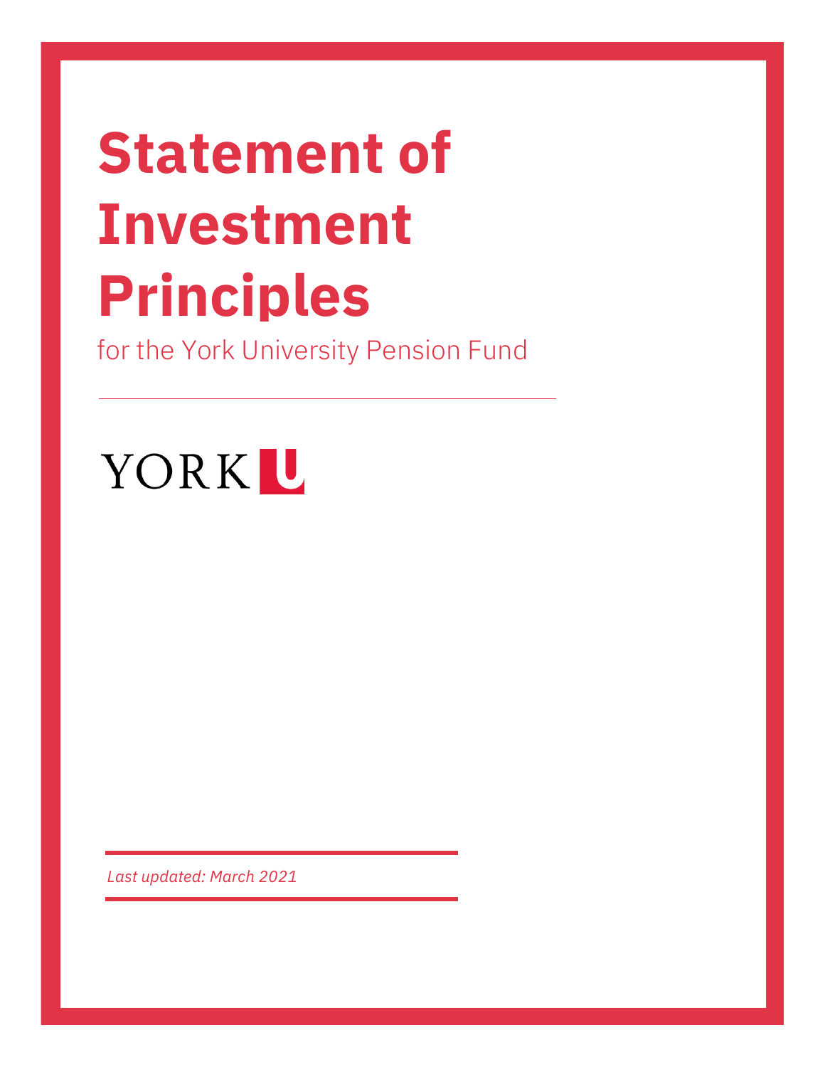# Statement of Investment Principles

for the York University Pension Fund

YORK U

*Last updated: March 2021*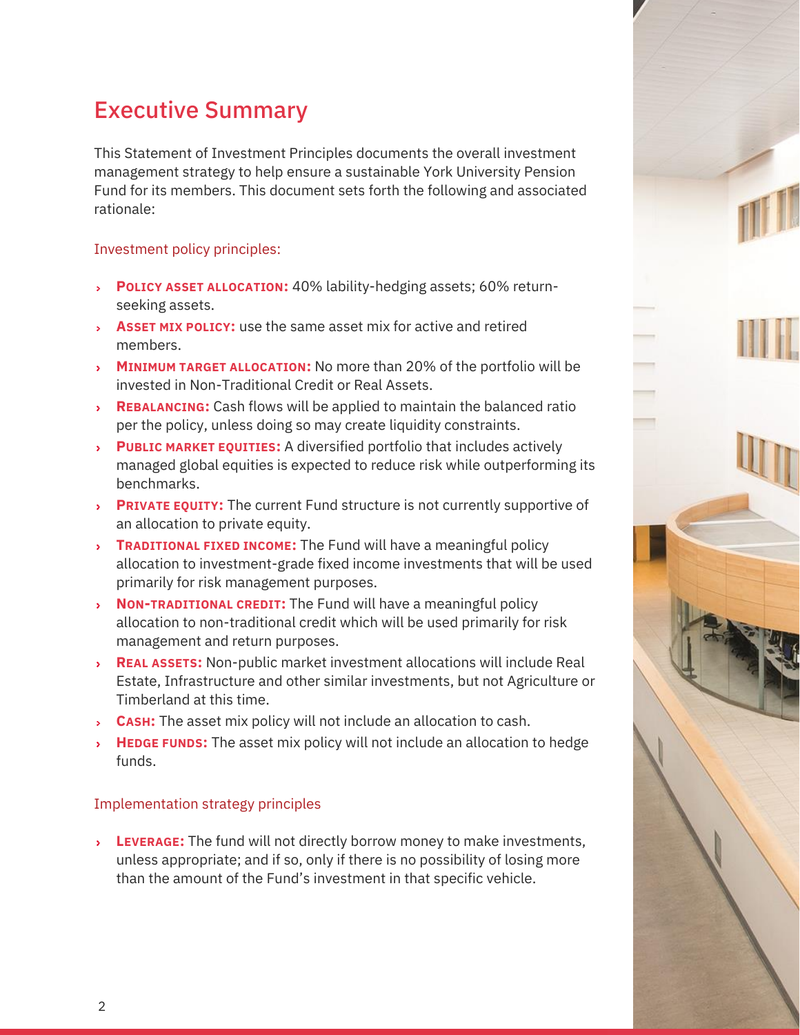# Executive Summary

This Statement of Investment Principles documents the overall investment management strategy to help ensure a sustainable York University Pension Fund for its members. This document sets forth the following and associated rationale:

## Investment policy principles:

- **Policy asset allocation:** 40% lability-hedging assets; 60% return-seeking assets.
- **Asset mix policy:** use the same asset mix for active and retired members.
- **Minimum target allocation:** No more than 20% of the portfolio will be invested in Non-Traditional Credit or Real Assets.
- **Rebalancing:** Cash flows will be applied to maintain the balanced ratio per the policy, unless doing so may create liquidity constraints.
- **Public market equities:** A diversified portfolio that includes actively managed global equities is expected to reduce risk while outperforming its benchmarks.
- **Private equity:** The current Fund structure is not currently supportive of an allocation to private equity.
- **Traditional fixed income:** The Fund will have a meaningful policy allocation to investment-grade fixed income investments that will be used primarily for risk management purposes.
- **Non-traditional credit:** The Fund will have a meaningful policy allocation to non-traditional credit which will be used primarily for risk management and return purposes.
- **Real assets:** Non-public market investment allocations will include Real Estate, Infrastructure and other similar investments, but not Agriculture or Timberland at this time.
- **Cash:** The asset mix policy will not include an allocation to cash.
- **Hedge funds:** The asset mix policy will not include an allocation to hedge funds.

## Implementation strategy principles

- **Leverage:** The fund will not directly borrow money to make investments, unless appropriate; and if so, only if there is no possibility of losing more than the amount of the Fund's investment in that specific vehicle.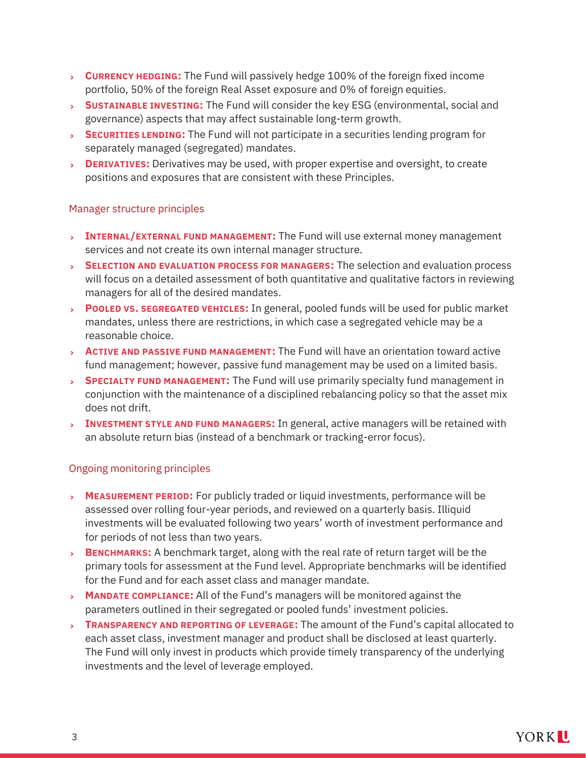- **Currency hedging:** The Fund will passively hedge 100% of the foreign fixed income portfolio, 50% of the foreign Real Asset exposure and 0% of foreign equities.
- **Sustainable investing:** The Fund will consider the key ESG (environmental, social and governance) aspects that may affect sustainable long-term growth.
- **Securities lending:** The Fund will not participate in a securities lending program for separately managed (segregated) mandates.
- **Derivatives:** Derivatives may be used, with proper expertise and oversight, to create positions and exposures that are consistent with these Principles.

### Manager structure principles

- **Internal/external fund management:** The Fund will use external money management services and not create its own internal manager structure.
- **Selection and evaluation process for managers:** The selection and evaluation process will focus on a detailed assessment of both quantitative and qualitative factors in reviewing managers for all of the desired mandates.
- **Pooled vs. segregated vehicles:** In general, pooled funds will be used for public market mandates, unless there are restrictions, in which case a segregated vehicle may be a reasonable choice.
- **Active and passive fund management:** The Fund will have an orientation toward active fund management; however, passive fund management may be used on a limited basis.
- **Specialty fund management:** The Fund will use primarily specialty fund management in conjunction with the maintenance of a disciplined rebalancing policy so that the asset mix does not drift.
- **Investment style and fund managers:** In general, active managers will be retained with an absolute return bias (instead of a benchmark or tracking-error focus).

### Ongoing monitoring principles

- **Measurement period:** For publicly traded or liquid investments, performance will be assessed over rolling four-year periods, and reviewed on a quarterly basis. Illiquid investments will be evaluated following two years' worth of investment performance and for periods of not less than two years.
- **Benchmarks:** A benchmark target, along with the real rate of return target will be the primary tools for assessment at the Fund level. Appropriate benchmarks will be identified for the Fund and for each asset class and manager mandate.
- **Mandate compliance:** All of the Fund's managers will be monitored against the parameters outlined in their segregated or pooled funds' investment policies.
- **Transparency and reporting of leverage:** The amount of the Fund's capital allocated to each asset class, investment manager and product shall be disclosed at least quarterly. The Fund will only invest in products which provide timely transparency of the underlying investments and the level of leverage employed.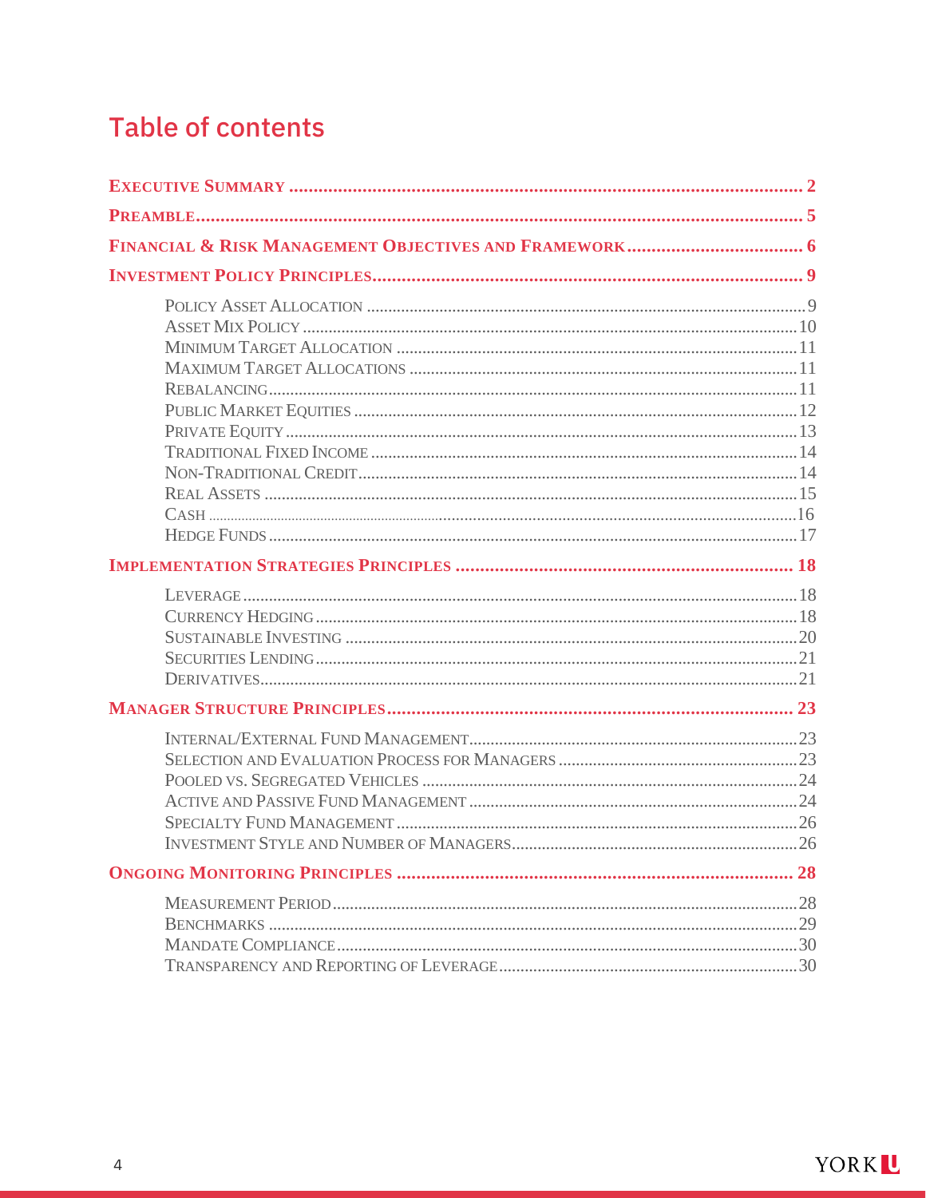# Table of contents

**Executive Summary** .......... 2

**Preamble** .......... 5

**Financial & Risk Management Objectives and Framework** .......... 6

**Investment Policy Principles** .......... 9

- Policy Asset Allocation .......... 9
- Asset Mix Policy .......... 10
- Minimum Target Allocation .......... 11
- Maximum Target Allocations .......... 11
- Rebalancing .......... 11
- Public Market Equities .......... 12
- Private Equity .......... 13
- Traditional Fixed Income .......... 14
- Non-Traditional Credit .......... 14
- Real Assets .......... 15
- Cash .......... 16
- Hedge Funds .......... 17

**Implementation Strategies Principles** .......... 18

- Leverage .......... 18
- Currency Hedging .......... 18
- Sustainable Investing .......... 20
- Securities Lending .......... 21
- Derivatives .......... 21

**Manager Structure Principles** .......... 23

- Internal/External Fund Management .......... 23
- Selection and Evaluation Process for Managers .......... 23
- Pooled vs. Segregated Vehicles .......... 24
- Active and Passive Fund Management .......... 24
- Specialty Fund Management .......... 26
- Investment Style and Number of Managers .......... 26

**Ongoing Monitoring Principles** .......... 28

- Measurement Period .......... 28
- Benchmarks .......... 29
- Mandate Compliance .......... 30
- Transparency and Reporting of Leverage .......... 30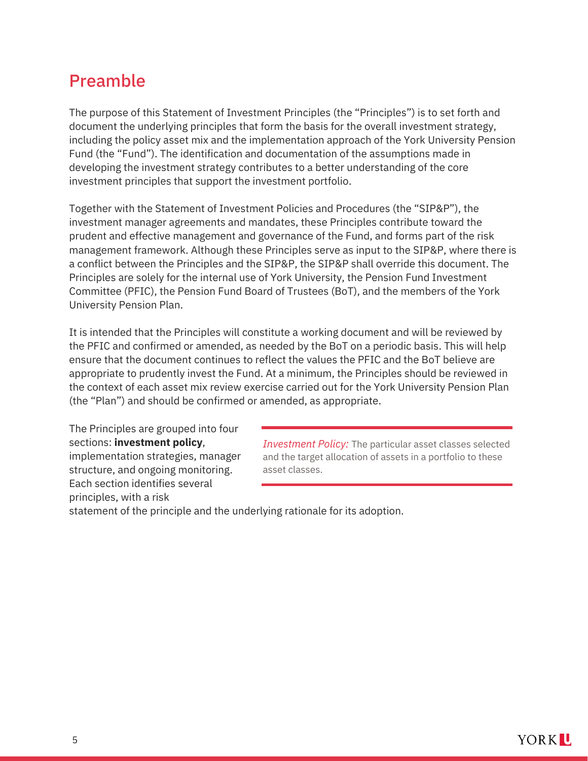# Preamble

The purpose of this Statement of Investment Principles (the "Principles") is to set forth and document the underlying principles that form the basis for the overall investment strategy, including the policy asset mix and the implementation approach of the York University Pension Fund (the "Fund"). The identification and documentation of the assumptions made in developing the investment strategy contributes to a better understanding of the core investment principles that support the investment portfolio.

Together with the Statement of Investment Policies and Procedures (the "SIP&P"), the investment manager agreements and mandates, these Principles contribute toward the prudent and effective management and governance of the Fund, and forms part of the risk management framework. Although these Principles serve as input to the SIP&P, where there is a conflict between the Principles and the SIP&P, the SIP&P shall override this document. The Principles are solely for the internal use of York University, the Pension Fund Investment Committee (PFIC), the Pension Fund Board of Trustees (BoT), and the members of the York University Pension Plan.

It is intended that the Principles will constitute a working document and will be reviewed by the PFIC and confirmed or amended, as needed by the BoT on a periodic basis. This will help ensure that the document continues to reflect the values the PFIC and the BoT believe are appropriate to prudently invest the Fund. At a minimum, the Principles should be reviewed in the context of each asset mix review exercise carried out for the York University Pension Plan (the "Plan") and should be confirmed or amended, as appropriate.

The Principles are grouped into four sections: **investment policy**, implementation strategies, manager structure, and ongoing monitoring. Each section identifies several principles, with a risk statement of the principle and the underlying rationale for its adoption.

*Investment Policy:* The particular asset classes selected and the target allocation of assets in a portfolio to these asset classes.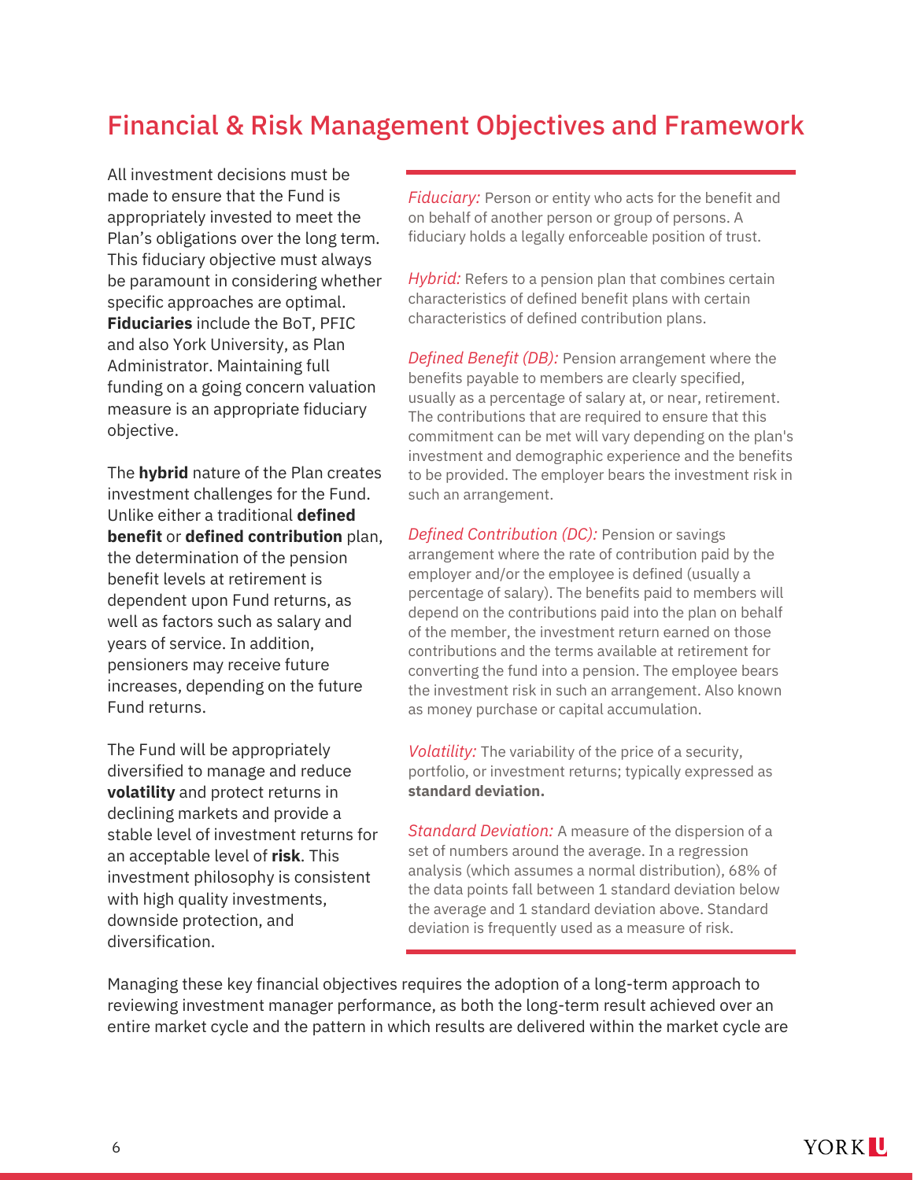# Financial & Risk Management Objectives and Framework

All investment decisions must be made to ensure that the Fund is appropriately invested to meet the Plan's obligations over the long term. This fiduciary objective must always be paramount in considering whether specific approaches are optimal. **Fiduciaries** include the BoT, PFIC and also York University, as Plan Administrator. Maintaining full funding on a going concern valuation measure is an appropriate fiduciary objective.

The **hybrid** nature of the Plan creates investment challenges for the Fund. Unlike either a traditional **defined benefit** or **defined contribution** plan, the determination of the pension benefit levels at retirement is dependent upon Fund returns, as well as factors such as salary and years of service. In addition, pensioners may receive future increases, depending on the future Fund returns.

The Fund will be appropriately diversified to manage and reduce **volatility** and protect returns in declining markets and provide a stable level of investment returns for an acceptable level of **risk**. This investment philosophy is consistent with high quality investments, downside protection, and diversification.

*Fiduciary:* Person or entity who acts for the benefit and on behalf of another person or group of persons. A fiduciary holds a legally enforceable position of trust.

*Hybrid:* Refers to a pension plan that combines certain characteristics of defined benefit plans with certain characteristics of defined contribution plans.

*Defined Benefit (DB):* Pension arrangement where the benefits payable to members are clearly specified, usually as a percentage of salary at, or near, retirement. The contributions that are required to ensure that this commitment can be met will vary depending on the plan's investment and demographic experience and the benefits to be provided. The employer bears the investment risk in such an arrangement.

*Defined Contribution (DC):* Pension or savings arrangement where the rate of contribution paid by the employer and/or the employee is defined (usually a percentage of salary). The benefits paid to members will depend on the contributions paid into the plan on behalf of the member, the investment return earned on those contributions and the terms available at retirement for converting the fund into a pension. The employee bears the investment risk in such an arrangement. Also known as money purchase or capital accumulation.

*Volatility:* The variability of the price of a security, portfolio, or investment returns; typically expressed as **standard deviation.**

*Standard Deviation:* A measure of the dispersion of a set of numbers around the average. In a regression analysis (which assumes a normal distribution), 68% of the data points fall between 1 standard deviation below the average and 1 standard deviation above. Standard deviation is frequently used as a measure of risk.

Managing these key financial objectives requires the adoption of a long-term approach to reviewing investment manager performance, as both the long-term result achieved over an entire market cycle and the pattern in which results are delivered within the market cycle are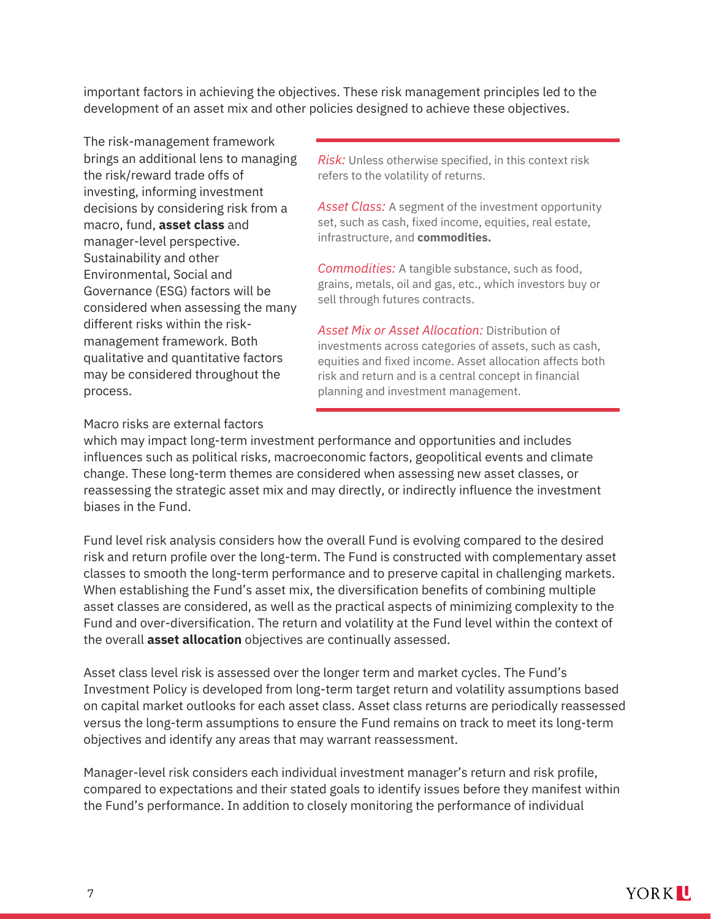important factors in achieving the objectives. These risk management principles led to the development of an asset mix and other policies designed to achieve these objectives.

The risk-management framework brings an additional lens to managing the risk/reward trade offs of investing, informing investment decisions by considering risk from a macro, fund, **asset class** and manager-level perspective. Sustainability and other Environmental, Social and Governance (ESG) factors will be considered when assessing the many different risks within the risk-management framework. Both qualitative and quantitative factors may be considered throughout the process.

> *Risk:* Unless otherwise specified, in this context risk refers to the volatility of returns.
>
> *Asset Class:* A segment of the investment opportunity set, such as cash, fixed income, equities, real estate, infrastructure, and **commodities.**
>
> *Commodities:* A tangible substance, such as food, grains, metals, oil and gas, etc., which investors buy or sell through futures contracts.
>
> *Asset Mix or Asset Allocation:* Distribution of investments across categories of assets, such as cash, equities and fixed income. Asset allocation affects both risk and return and is a central concept in financial planning and investment management.

Macro risks are external factors which may impact long-term investment performance and opportunities and includes influences such as political risks, macroeconomic factors, geopolitical events and climate change. These long-term themes are considered when assessing new asset classes, or reassessing the strategic asset mix and may directly, or indirectly influence the investment biases in the Fund.

Fund level risk analysis considers how the overall Fund is evolving compared to the desired risk and return profile over the long-term. The Fund is constructed with complementary asset classes to smooth the long-term performance and to preserve capital in challenging markets. When establishing the Fund's asset mix, the diversification benefits of combining multiple asset classes are considered, as well as the practical aspects of minimizing complexity to the Fund and over-diversification. The return and volatility at the Fund level within the context of the overall **asset allocation** objectives are continually assessed.

Asset class level risk is assessed over the longer term and market cycles. The Fund's Investment Policy is developed from long-term target return and volatility assumptions based on capital market outlooks for each asset class. Asset class returns are periodically reassessed versus the long-term assumptions to ensure the Fund remains on track to meet its long-term objectives and identify any areas that may warrant reassessment.

Manager-level risk considers each individual investment manager's return and risk profile, compared to expectations and their stated goals to identify issues before they manifest within the Fund's performance. In addition to closely monitoring the performance of individual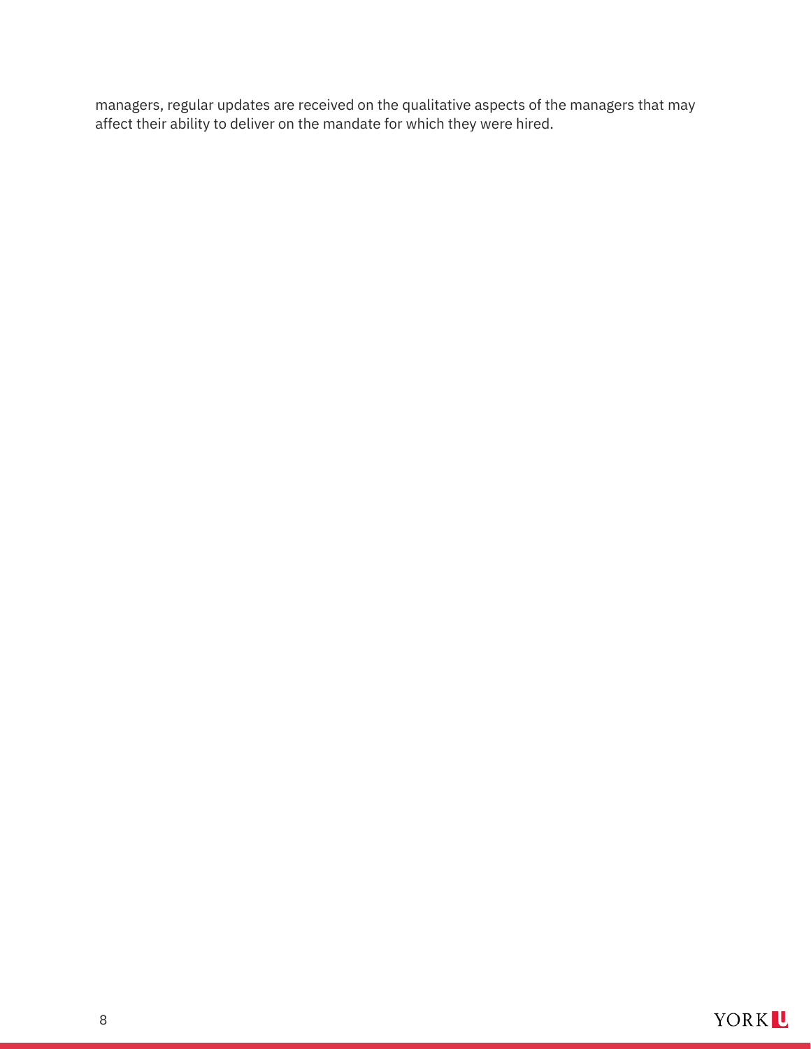managers, regular updates are received on the qualitative aspects of the managers that may affect their ability to deliver on the mandate for which they were hired.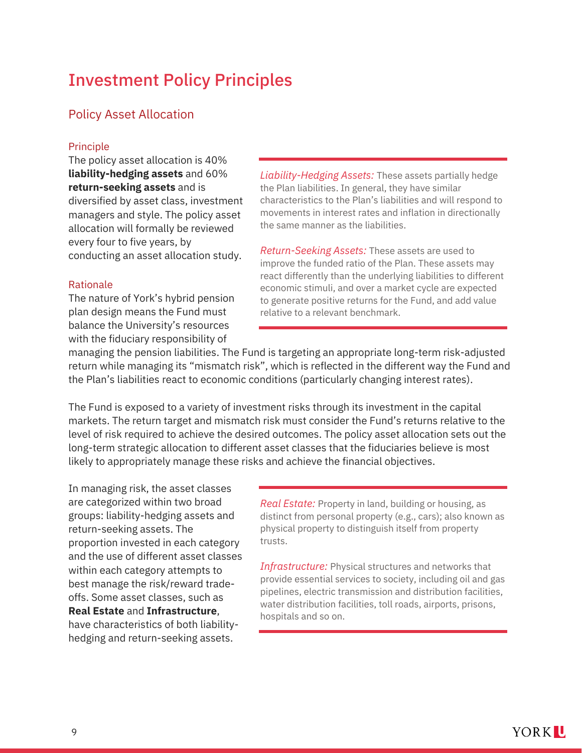# Investment Policy Principles

## Policy Asset Allocation

### Principle

The policy asset allocation is 40% **liability-hedging assets** and 60% **return-seeking assets** and is diversified by asset class, investment managers and style. The policy asset allocation will formally be reviewed every four to five years, by conducting an asset allocation study.

*Liability-Hedging Assets:* These assets partially hedge the Plan liabilities. In general, they have similar characteristics to the Plan's liabilities and will respond to movements in interest rates and inflation in directionally the same manner as the liabilities.

*Return-Seeking Assets:* These assets are used to improve the funded ratio of the Plan. These assets may react differently than the underlying liabilities to different economic stimuli, and over a market cycle are expected to generate positive returns for the Fund, and add value relative to a relevant benchmark.

### Rationale

The nature of York's hybrid pension plan design means the Fund must balance the University's resources with the fiduciary responsibility of managing the pension liabilities. The Fund is targeting an appropriate long-term risk-adjusted return while managing its "mismatch risk", which is reflected in the different way the Fund and the Plan's liabilities react to economic conditions (particularly changing interest rates).

The Fund is exposed to a variety of investment risks through its investment in the capital markets. The return target and mismatch risk must consider the Fund's returns relative to the level of risk required to achieve the desired outcomes. The policy asset allocation sets out the long-term strategic allocation to different asset classes that the fiduciaries believe is most likely to appropriately manage these risks and achieve the financial objectives.

In managing risk, the asset classes are categorized within two broad groups: liability-hedging assets and return-seeking assets. The proportion invested in each category and the use of different asset classes within each category attempts to best manage the risk/reward trade-offs. Some asset classes, such as **Real Estate** and **Infrastructure**, have characteristics of both liability-hedging and return-seeking assets.

*Real Estate:* Property in land, building or housing, as distinct from personal property (e.g., cars); also known as physical property to distinguish itself from property trusts.

*Infrastructure:* Physical structures and networks that provide essential services to society, including oil and gas pipelines, electric transmission and distribution facilities, water distribution facilities, toll roads, airports, prisons, hospitals and so on.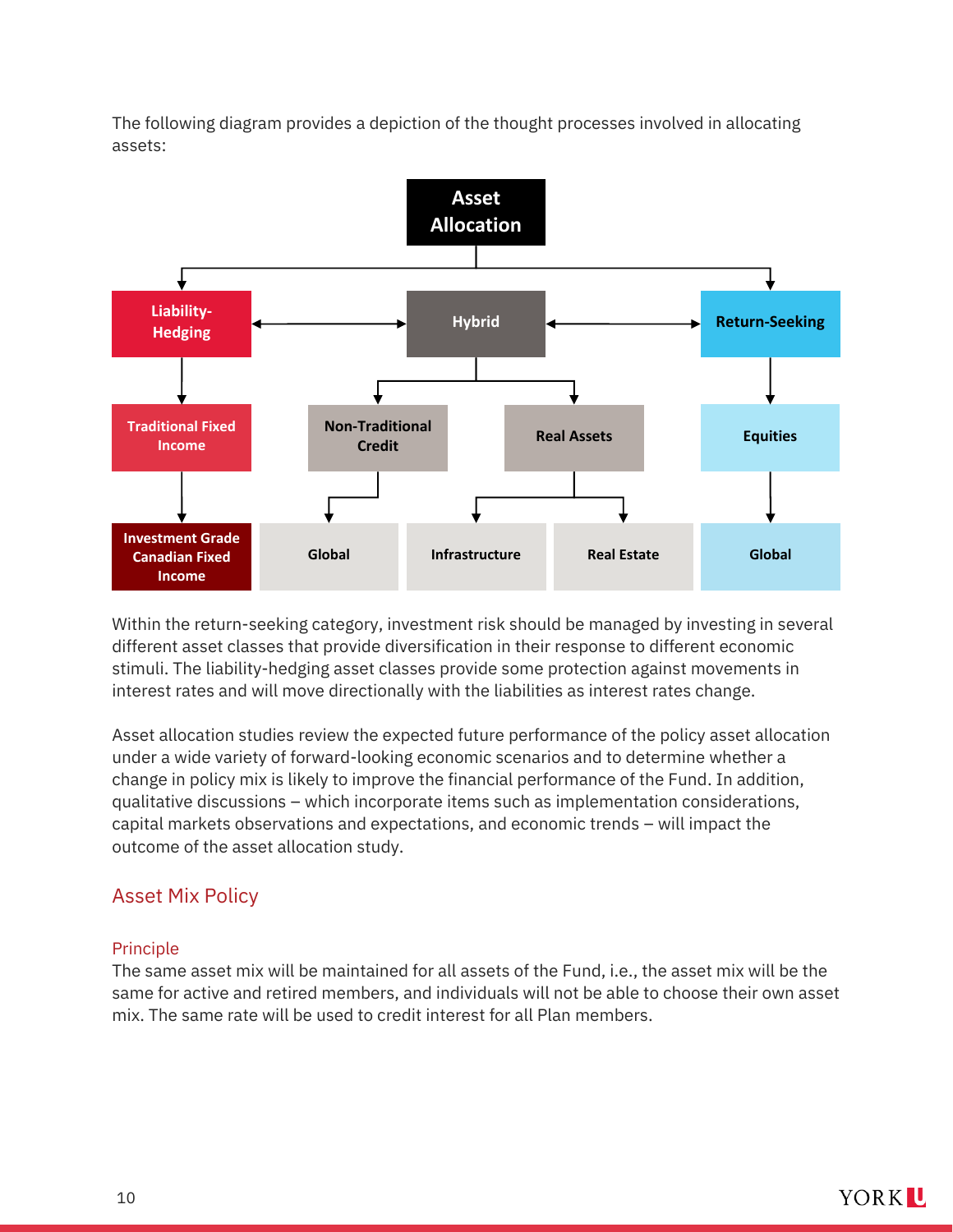The following diagram provides a depiction of the thought processes involved in allocating assets:

- **Asset Allocation**
  - **Liability-Hedging**
    - Traditional Fixed Income
      - Investment Grade Canadian Fixed Income
  - **Hybrid**
    - Non-Traditional Credit
      - Global
    - Real Assets
      - Infrastructure
      - Real Estate
  - **Return-Seeking**
    - Equities
      - Global

Within the return-seeking category, investment risk should be managed by investing in several different asset classes that provide diversification in their response to different economic stimuli. The liability-hedging asset classes provide some protection against movements in interest rates and will move directionally with the liabilities as interest rates change.

Asset allocation studies review the expected future performance of the policy asset allocation under a wide variety of forward-looking economic scenarios and to determine whether a change in policy mix is likely to improve the financial performance of the Fund. In addition, qualitative discussions – which incorporate items such as implementation considerations, capital markets observations and expectations, and economic trends – will impact the outcome of the asset allocation study.

## Asset Mix Policy

### Principle

The same asset mix will be maintained for all assets of the Fund, i.e., the asset mix will be the same for active and retired members, and individuals will not be able to choose their own asset mix. The same rate will be used to credit interest for all Plan members.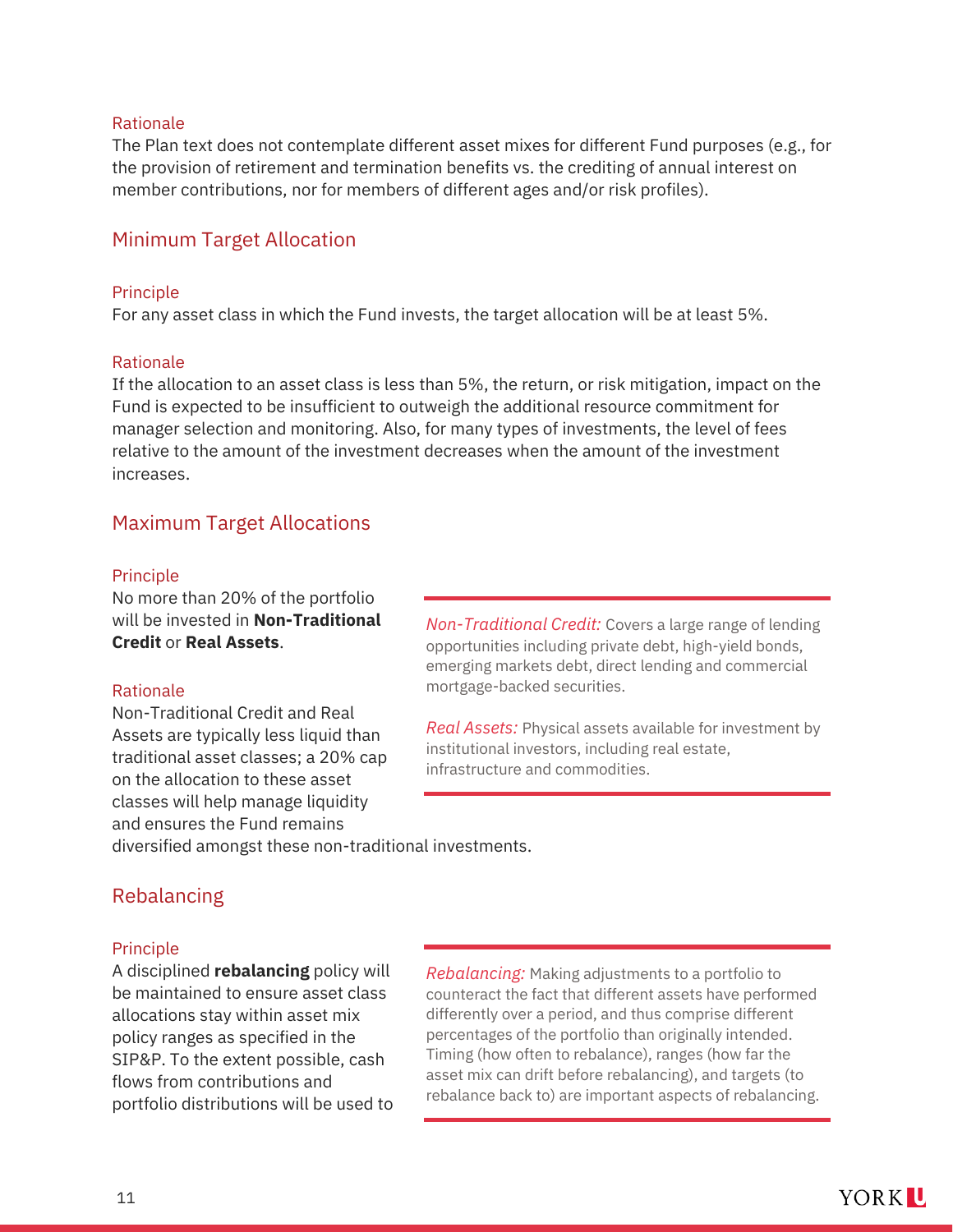#### Rationale

The Plan text does not contemplate different asset mixes for different Fund purposes (e.g., for the provision of retirement and termination benefits vs. the crediting of annual interest on member contributions, nor for members of different ages and/or risk profiles).

### Minimum Target Allocation

#### Principle

For any asset class in which the Fund invests, the target allocation will be at least 5%.

#### Rationale

If the allocation to an asset class is less than 5%, the return, or risk mitigation, impact on the Fund is expected to be insufficient to outweigh the additional resource commitment for manager selection and monitoring. Also, for many types of investments, the level of fees relative to the amount of the investment decreases when the amount of the investment increases.

### Maximum Target Allocations

#### Principle

No more than 20% of the portfolio will be invested in **Non-Traditional Credit** or **Real Assets**.

#### Rationale

Non-Traditional Credit and Real Assets are typically less liquid than traditional asset classes; a 20% cap on the allocation to these asset classes will help manage liquidity and ensures the Fund remains diversified amongst these non-traditional investments.

> *Non-Traditional Credit:* Covers a large range of lending opportunities including private debt, high-yield bonds, emerging markets debt, direct lending and commercial mortgage-backed securities.
>
> *Real Assets:* Physical assets available for investment by institutional investors, including real estate, infrastructure and commodities.

### Rebalancing

#### Principle

A disciplined **rebalancing** policy will be maintained to ensure asset class allocations stay within asset mix policy ranges as specified in the SIP&P. To the extent possible, cash flows from contributions and portfolio distributions will be used to

> *Rebalancing:* Making adjustments to a portfolio to counteract the fact that different assets have performed differently over a period, and thus comprise different percentages of the portfolio than originally intended. Timing (how often to rebalance), ranges (how far the asset mix can drift before rebalancing), and targets (to rebalance back to) are important aspects of rebalancing.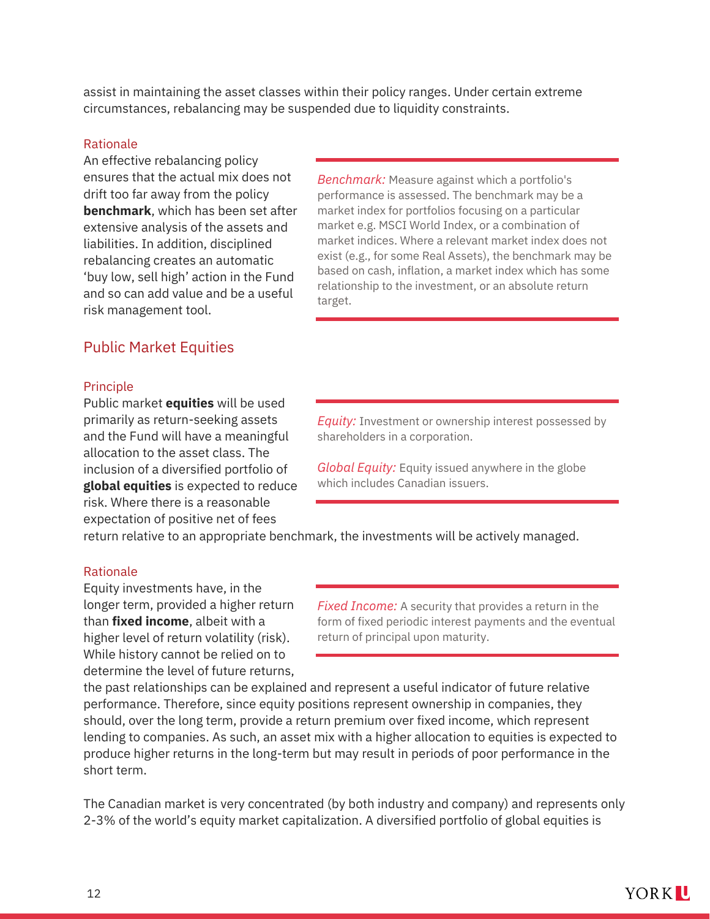assist in maintaining the asset classes within their policy ranges. Under certain extreme circumstances, rebalancing may be suspended due to liquidity constraints.

### Rationale

An effective rebalancing policy ensures that the actual mix does not drift too far away from the policy **benchmark**, which has been set after extensive analysis of the assets and liabilities. In addition, disciplined rebalancing creates an automatic 'buy low, sell high' action in the Fund and so can add value and be a useful risk management tool.

> *Benchmark:* Measure against which a portfolio's performance is assessed. The benchmark may be a market index for portfolios focusing on a particular market e.g. MSCI World Index, or a combination of market indices. Where a relevant market index does not exist (e.g., for some Real Assets), the benchmark may be based on cash, inflation, a market index which has some relationship to the investment, or an absolute return target.

## Public Market Equities

### Principle

Public market **equities** will be used primarily as return-seeking assets and the Fund will have a meaningful allocation to the asset class. The inclusion of a diversified portfolio of **global equities** is expected to reduce risk. Where there is a reasonable expectation of positive net of fees return relative to an appropriate benchmark, the investments will be actively managed.

> *Equity:* Investment or ownership interest possessed by shareholders in a corporation.
>
> *Global Equity:* Equity issued anywhere in the globe which includes Canadian issuers.

### Rationale

Equity investments have, in the longer term, provided a higher return than **fixed income**, albeit with a higher level of return volatility (risk). While history cannot be relied on to determine the level of future returns, the past relationships can be explained and represent a useful indicator of future relative performance. Therefore, since equity positions represent ownership in companies, they should, over the long term, provide a return premium over fixed income, which represent lending to companies. As such, an asset mix with a higher allocation to equities is expected to produce higher returns in the long-term but may result in periods of poor performance in the short term.

> *Fixed Income:* A security that provides a return in the form of fixed periodic interest payments and the eventual return of principal upon maturity.

The Canadian market is very concentrated (by both industry and company) and represents only 2-3% of the world's equity market capitalization. A diversified portfolio of global equities is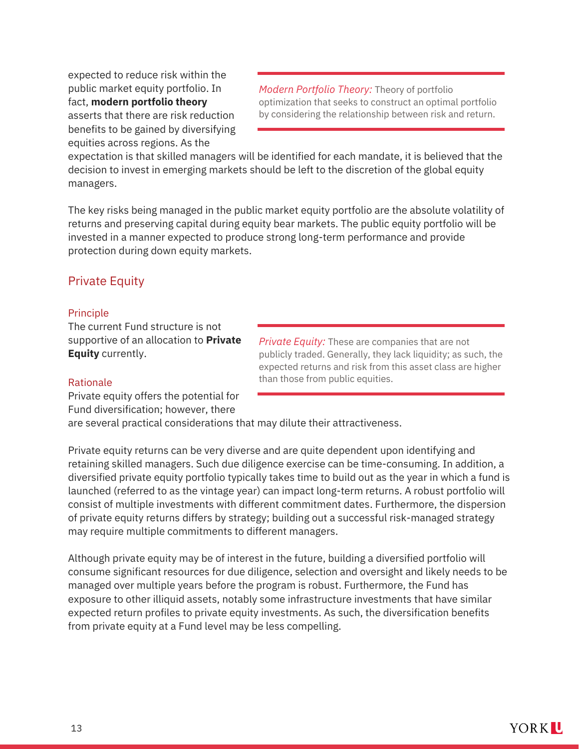expected to reduce risk within the public market equity portfolio. In fact, **modern portfolio theory** asserts that there are risk reduction benefits to be gained by diversifying equities across regions. As the expectation is that skilled managers will be identified for each mandate, it is believed that the decision to invest in emerging markets should be left to the discretion of the global equity managers.

> *Modern Portfolio Theory:* Theory of portfolio optimization that seeks to construct an optimal portfolio by considering the relationship between risk and return.

The key risks being managed in the public market equity portfolio are the absolute volatility of returns and preserving capital during equity bear markets. The public equity portfolio will be invested in a manner expected to produce strong long-term performance and provide protection during down equity markets.

## Private Equity

### Principle

The current Fund structure is not supportive of an allocation to **Private Equity** currently.

> *Private Equity:* These are companies that are not publicly traded. Generally, they lack liquidity; as such, the expected returns and risk from this asset class are higher than those from public equities.

### Rationale

Private equity offers the potential for Fund diversification; however, there are several practical considerations that may dilute their attractiveness.

Private equity returns can be very diverse and are quite dependent upon identifying and retaining skilled managers. Such due diligence exercise can be time-consuming. In addition, a diversified private equity portfolio typically takes time to build out as the year in which a fund is launched (referred to as the vintage year) can impact long-term returns. A robust portfolio will consist of multiple investments with different commitment dates. Furthermore, the dispersion of private equity returns differs by strategy; building out a successful risk-managed strategy may require multiple commitments to different managers.

Although private equity may be of interest in the future, building a diversified portfolio will consume significant resources for due diligence, selection and oversight and likely needs to be managed over multiple years before the program is robust. Furthermore, the Fund has exposure to other illiquid assets, notably some infrastructure investments that have similar expected return profiles to private equity investments. As such, the diversification benefits from private equity at a Fund level may be less compelling.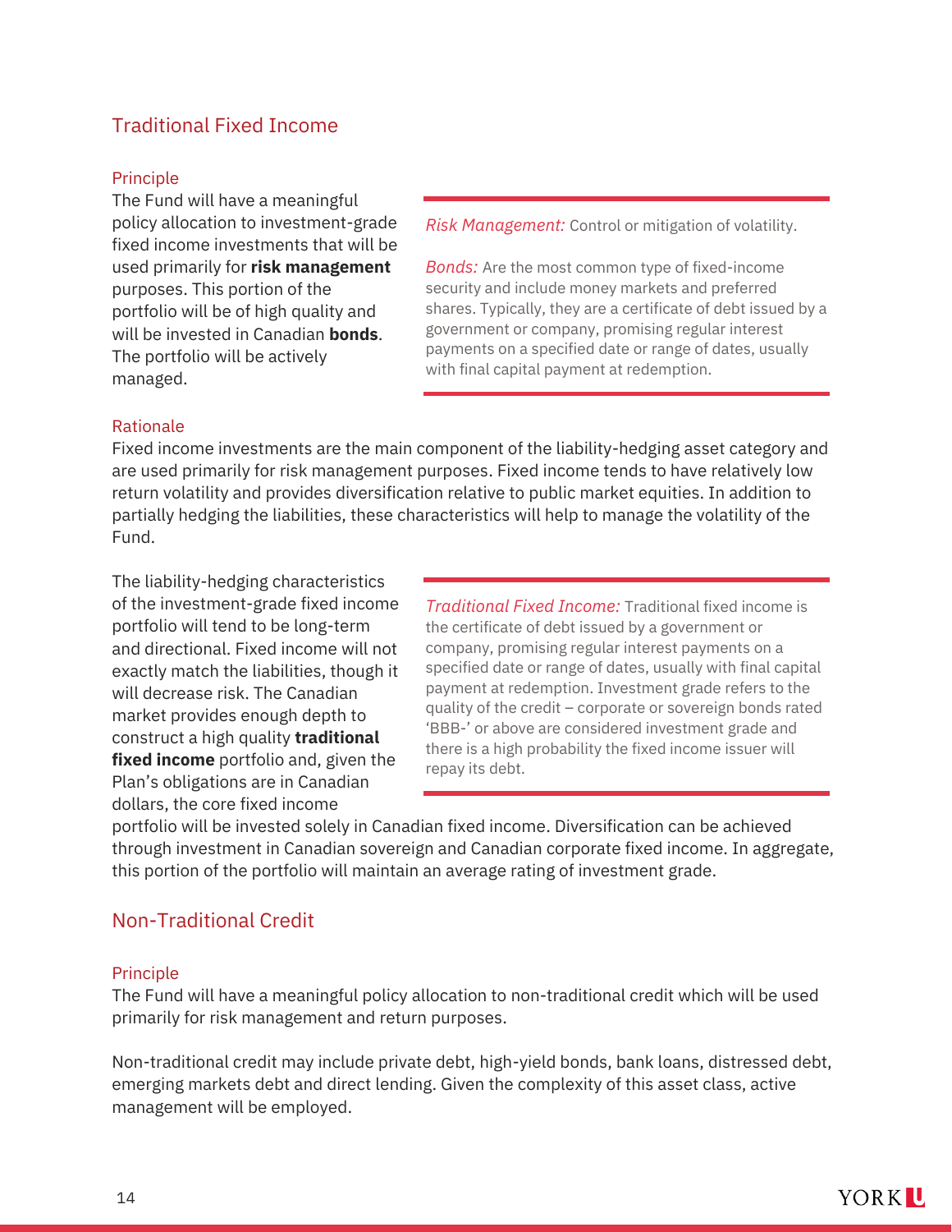## Traditional Fixed Income

### Principle

The Fund will have a meaningful policy allocation to investment-grade fixed income investments that will be used primarily for **risk management** purposes. This portion of the portfolio will be of high quality and will be invested in Canadian **bonds**. The portfolio will be actively managed.

> *Risk Management:* Control or mitigation of volatility.
>
> *Bonds:* Are the most common type of fixed-income security and include money markets and preferred shares. Typically, they are a certificate of debt issued by a government or company, promising regular interest payments on a specified date or range of dates, usually with final capital payment at redemption.

### Rationale

Fixed income investments are the main component of the liability-hedging asset category and are used primarily for risk management purposes. Fixed income tends to have relatively low return volatility and provides diversification relative to public market equities. In addition to partially hedging the liabilities, these characteristics will help to manage the volatility of the Fund.

The liability-hedging characteristics of the investment-grade fixed income portfolio will tend to be long-term and directional. Fixed income will not exactly match the liabilities, though it will decrease risk. The Canadian market provides enough depth to construct a high quality **traditional fixed income** portfolio and, given the Plan's obligations are in Canadian dollars, the core fixed income portfolio will be invested solely in Canadian fixed income. Diversification can be achieved through investment in Canadian sovereign and Canadian corporate fixed income. In aggregate, this portion of the portfolio will maintain an average rating of investment grade.

> *Traditional Fixed Income:* Traditional fixed income is the certificate of debt issued by a government or company, promising regular interest payments on a specified date or range of dates, usually with final capital payment at redemption. Investment grade refers to the quality of the credit – corporate or sovereign bonds rated 'BBB-' or above are considered investment grade and there is a high probability the fixed income issuer will repay its debt.

## Non-Traditional Credit

### Principle

The Fund will have a meaningful policy allocation to non-traditional credit which will be used primarily for risk management and return purposes.

Non-traditional credit may include private debt, high-yield bonds, bank loans, distressed debt, emerging markets debt and direct lending. Given the complexity of this asset class, active management will be employed.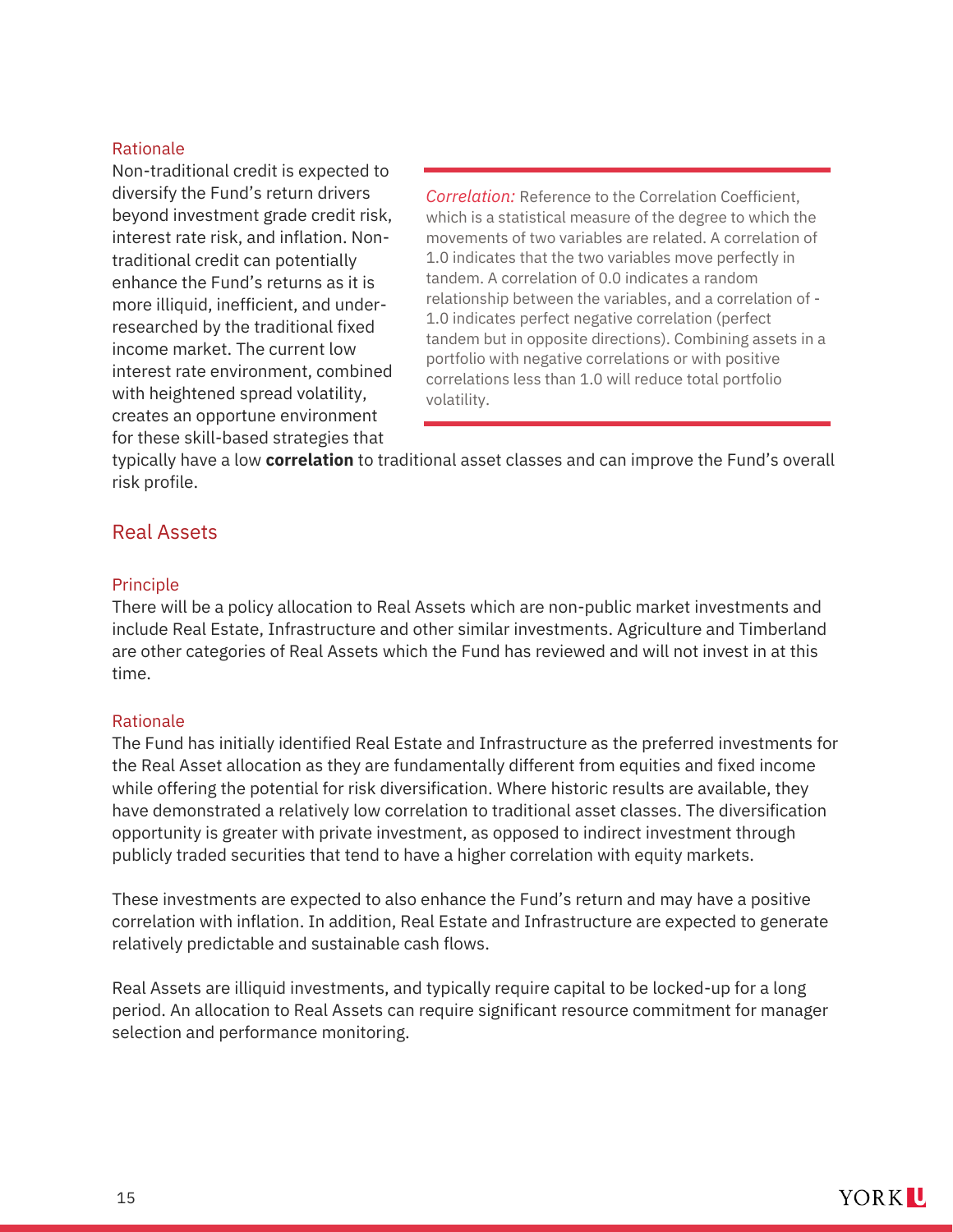### Rationale

Non-traditional credit is expected to diversify the Fund's return drivers beyond investment grade credit risk, interest rate risk, and inflation. Non-traditional credit can potentially enhance the Fund's returns as it is more illiquid, inefficient, and under-researched by the traditional fixed income market. The current low interest rate environment, combined with heightened spread volatility, creates an opportune environment for these skill-based strategies that typically have a low **correlation** to traditional asset classes and can improve the Fund's overall risk profile.

> *Correlation:* Reference to the Correlation Coefficient, which is a statistical measure of the degree to which the movements of two variables are related. A correlation of 1.0 indicates that the two variables move perfectly in tandem. A correlation of 0.0 indicates a random relationship between the variables, and a correlation of -1.0 indicates perfect negative correlation (perfect tandem but in opposite directions). Combining assets in a portfolio with negative correlations or with positive correlations less than 1.0 will reduce total portfolio volatility.

## Real Assets

### Principle

There will be a policy allocation to Real Assets which are non-public market investments and include Real Estate, Infrastructure and other similar investments. Agriculture and Timberland are other categories of Real Assets which the Fund has reviewed and will not invest in at this time.

### Rationale

The Fund has initially identified Real Estate and Infrastructure as the preferred investments for the Real Asset allocation as they are fundamentally different from equities and fixed income while offering the potential for risk diversification. Where historic results are available, they have demonstrated a relatively low correlation to traditional asset classes. The diversification opportunity is greater with private investment, as opposed to indirect investment through publicly traded securities that tend to have a higher correlation with equity markets.

These investments are expected to also enhance the Fund's return and may have a positive correlation with inflation. In addition, Real Estate and Infrastructure are expected to generate relatively predictable and sustainable cash flows.

Real Assets are illiquid investments, and typically require capital to be locked-up for a long period. An allocation to Real Assets can require significant resource commitment for manager selection and performance monitoring.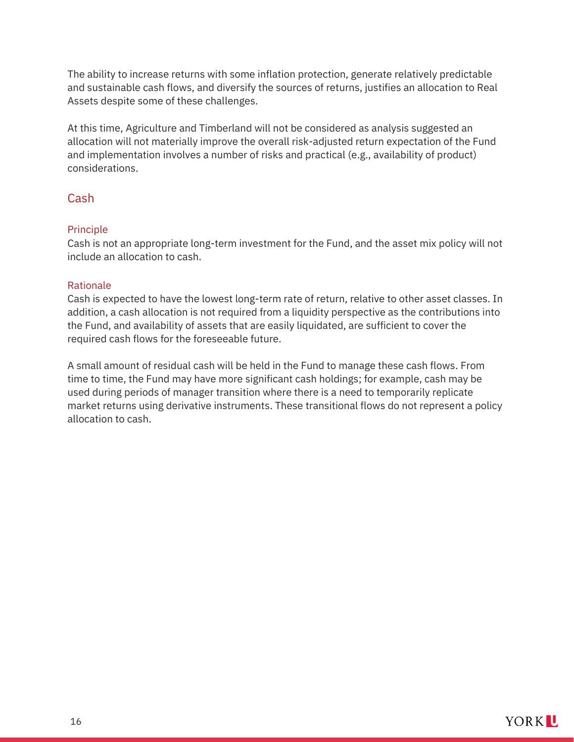The ability to increase returns with some inflation protection, generate relatively predictable and sustainable cash flows, and diversify the sources of returns, justifies an allocation to Real Assets despite some of these challenges.

At this time, Agriculture and Timberland will not be considered as analysis suggested an allocation will not materially improve the overall risk-adjusted return expectation of the Fund and implementation involves a number of risks and practical (e.g., availability of product) considerations.

## Cash

### Principle

Cash is not an appropriate long-term investment for the Fund, and the asset mix policy will not include an allocation to cash.

### Rationale

Cash is expected to have the lowest long-term rate of return, relative to other asset classes. In addition, a cash allocation is not required from a liquidity perspective as the contributions into the Fund, and availability of assets that are easily liquidated, are sufficient to cover the required cash flows for the foreseeable future.

A small amount of residual cash will be held in the Fund to manage these cash flows. From time to time, the Fund may have more significant cash holdings; for example, cash may be used during periods of manager transition where there is a need to temporarily replicate market returns using derivative instruments. These transitional flows do not represent a policy allocation to cash.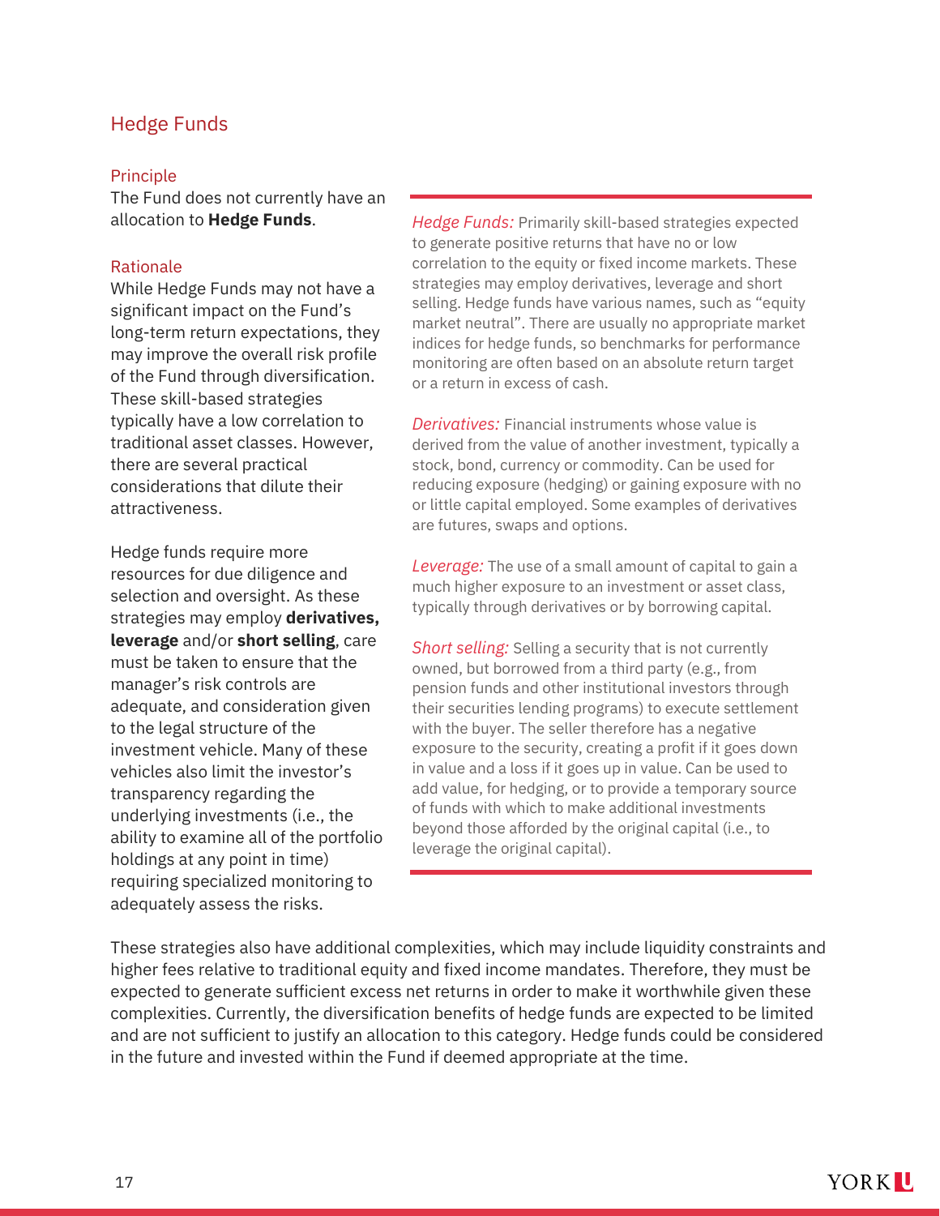## Hedge Funds

### Principle

The Fund does not currently have an allocation to **Hedge Funds**.

### Rationale

While Hedge Funds may not have a significant impact on the Fund's long-term return expectations, they may improve the overall risk profile of the Fund through diversification. These skill-based strategies typically have a low correlation to traditional asset classes. However, there are several practical considerations that dilute their attractiveness.

Hedge funds require more resources for due diligence and selection and oversight. As these strategies may employ **derivatives, leverage** and/or **short selling**, care must be taken to ensure that the manager's risk controls are adequate, and consideration given to the legal structure of the investment vehicle. Many of these vehicles also limit the investor's transparency regarding the underlying investments (i.e., the ability to examine all of the portfolio holdings at any point in time) requiring specialized monitoring to adequately assess the risks.

*Hedge Funds:* Primarily skill-based strategies expected to generate positive returns that have no or low correlation to the equity or fixed income markets. These strategies may employ derivatives, leverage and short selling. Hedge funds have various names, such as "equity market neutral". There are usually no appropriate market indices for hedge funds, so benchmarks for performance monitoring are often based on an absolute return target or a return in excess of cash.

*Derivatives:* Financial instruments whose value is derived from the value of another investment, typically a stock, bond, currency or commodity. Can be used for reducing exposure (hedging) or gaining exposure with no or little capital employed. Some examples of derivatives are futures, swaps and options.

*Leverage:* The use of a small amount of capital to gain a much higher exposure to an investment or asset class, typically through derivatives or by borrowing capital.

*Short selling:* Selling a security that is not currently owned, but borrowed from a third party (e.g., from pension funds and other institutional investors through their securities lending programs) to execute settlement with the buyer. The seller therefore has a negative exposure to the security, creating a profit if it goes down in value and a loss if it goes up in value. Can be used to add value, for hedging, or to provide a temporary source of funds with which to make additional investments beyond those afforded by the original capital (i.e., to leverage the original capital).

These strategies also have additional complexities, which may include liquidity constraints and higher fees relative to traditional equity and fixed income mandates. Therefore, they must be expected to generate sufficient excess net returns in order to make it worthwhile given these complexities. Currently, the diversification benefits of hedge funds are expected to be limited and are not sufficient to justify an allocation to this category. Hedge funds could be considered in the future and invested within the Fund if deemed appropriate at the time.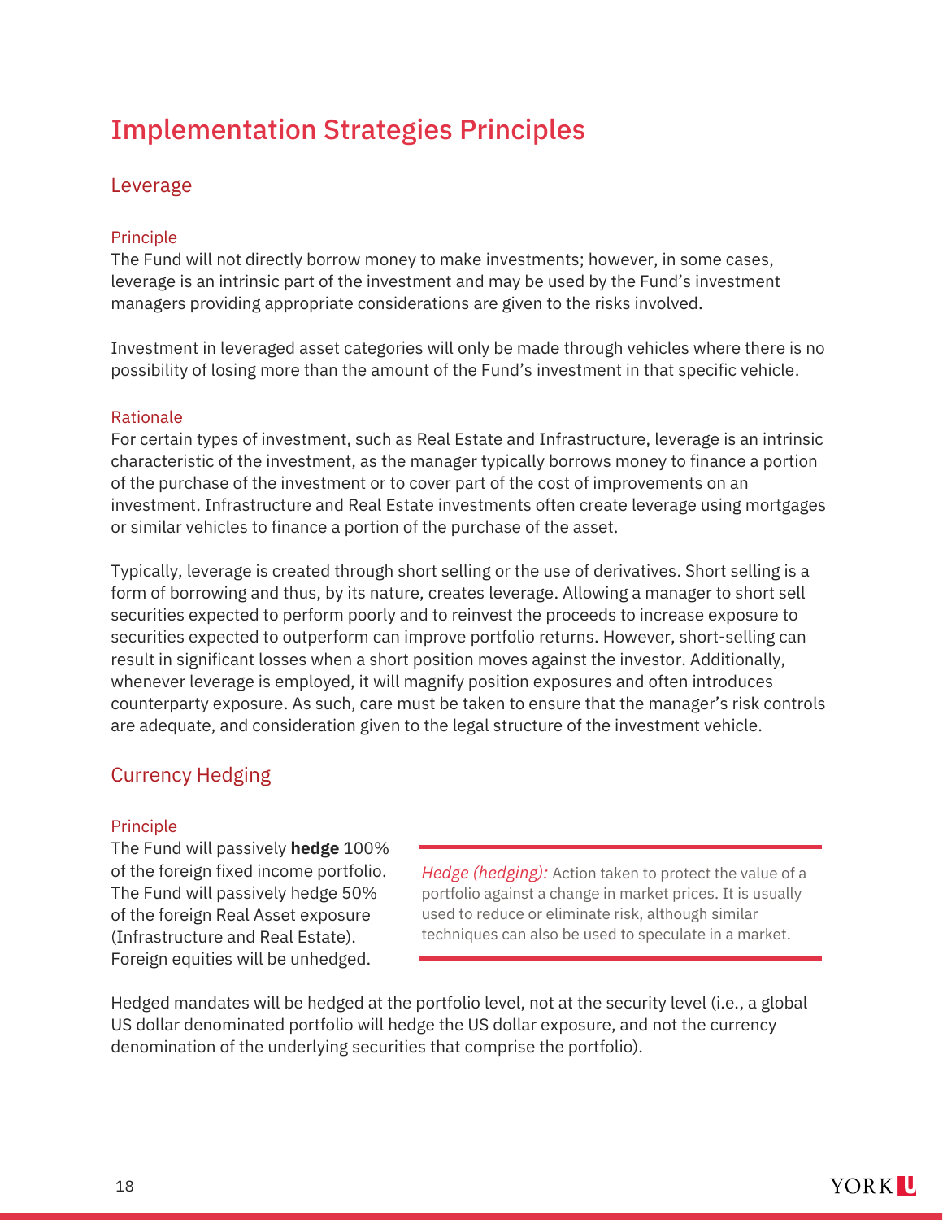# Implementation Strategies Principles

## Leverage

### Principle

The Fund will not directly borrow money to make investments; however, in some cases, leverage is an intrinsic part of the investment and may be used by the Fund's investment managers providing appropriate considerations are given to the risks involved.

Investment in leveraged asset categories will only be made through vehicles where there is no possibility of losing more than the amount of the Fund's investment in that specific vehicle.

### Rationale

For certain types of investment, such as Real Estate and Infrastructure, leverage is an intrinsic characteristic of the investment, as the manager typically borrows money to finance a portion of the purchase of the investment or to cover part of the cost of improvements on an investment. Infrastructure and Real Estate investments often create leverage using mortgages or similar vehicles to finance a portion of the purchase of the asset.

Typically, leverage is created through short selling or the use of derivatives. Short selling is a form of borrowing and thus, by its nature, creates leverage. Allowing a manager to short sell securities expected to perform poorly and to reinvest the proceeds to increase exposure to securities expected to outperform can improve portfolio returns. However, short-selling can result in significant losses when a short position moves against the investor. Additionally, whenever leverage is employed, it will magnify position exposures and often introduces counterparty exposure. As such, care must be taken to ensure that the manager's risk controls are adequate, and consideration given to the legal structure of the investment vehicle.

## Currency Hedging

### Principle

The Fund will passively **hedge** 100% of the foreign fixed income portfolio. The Fund will passively hedge 50% of the foreign Real Asset exposure (Infrastructure and Real Estate). Foreign equities will be unhedged.

*Hedge (hedging):* Action taken to protect the value of a portfolio against a change in market prices. It is usually used to reduce or eliminate risk, although similar techniques can also be used to speculate in a market.

Hedged mandates will be hedged at the portfolio level, not at the security level (i.e., a global US dollar denominated portfolio will hedge the US dollar exposure, and not the currency denomination of the underlying securities that comprise the portfolio).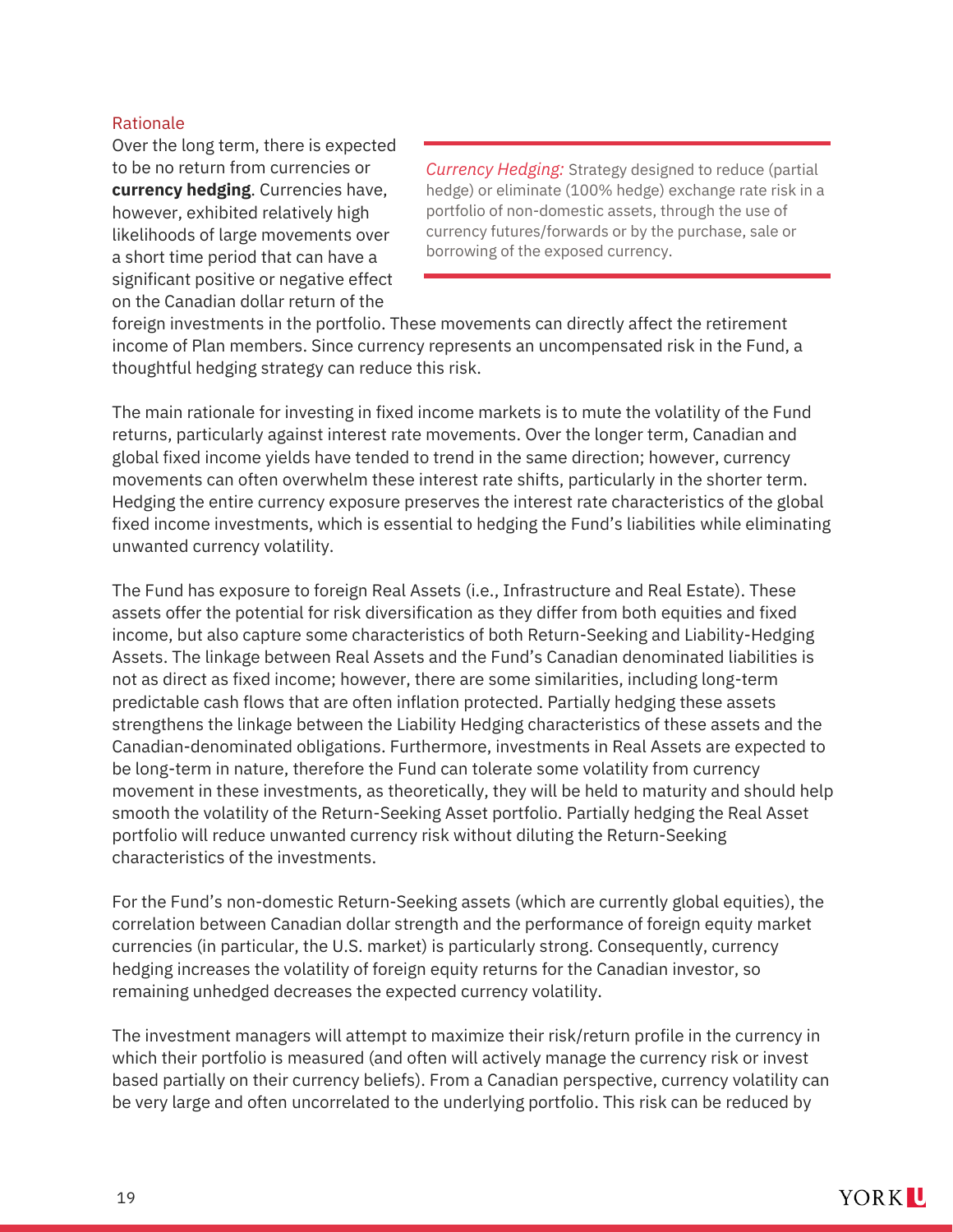### Rationale

Over the long term, there is expected to be no return from currencies or **currency hedging**. Currencies have, however, exhibited relatively high likelihoods of large movements over a short time period that can have a significant positive or negative effect on the Canadian dollar return of the foreign investments in the portfolio. These movements can directly affect the retirement income of Plan members. Since currency represents an uncompensated risk in the Fund, a thoughtful hedging strategy can reduce this risk.

> *Currency Hedging:* Strategy designed to reduce (partial hedge) or eliminate (100% hedge) exchange rate risk in a portfolio of non-domestic assets, through the use of currency futures/forwards or by the purchase, sale or borrowing of the exposed currency.

The main rationale for investing in fixed income markets is to mute the volatility of the Fund returns, particularly against interest rate movements. Over the longer term, Canadian and global fixed income yields have tended to trend in the same direction; however, currency movements can often overwhelm these interest rate shifts, particularly in the shorter term. Hedging the entire currency exposure preserves the interest rate characteristics of the global fixed income investments, which is essential to hedging the Fund's liabilities while eliminating unwanted currency volatility.

The Fund has exposure to foreign Real Assets (i.e., Infrastructure and Real Estate). These assets offer the potential for risk diversification as they differ from both equities and fixed income, but also capture some characteristics of both Return-Seeking and Liability-Hedging Assets. The linkage between Real Assets and the Fund's Canadian denominated liabilities is not as direct as fixed income; however, there are some similarities, including long-term predictable cash flows that are often inflation protected. Partially hedging these assets strengthens the linkage between the Liability Hedging characteristics of these assets and the Canadian-denominated obligations. Furthermore, investments in Real Assets are expected to be long-term in nature, therefore the Fund can tolerate some volatility from currency movement in these investments, as theoretically, they will be held to maturity and should help smooth the volatility of the Return-Seeking Asset portfolio. Partially hedging the Real Asset portfolio will reduce unwanted currency risk without diluting the Return-Seeking characteristics of the investments.

For the Fund's non-domestic Return-Seeking assets (which are currently global equities), the correlation between Canadian dollar strength and the performance of foreign equity market currencies (in particular, the U.S. market) is particularly strong. Consequently, currency hedging increases the volatility of foreign equity returns for the Canadian investor, so remaining unhedged decreases the expected currency volatility.

The investment managers will attempt to maximize their risk/return profile in the currency in which their portfolio is measured (and often will actively manage the currency risk or invest based partially on their currency beliefs). From a Canadian perspective, currency volatility can be very large and often uncorrelated to the underlying portfolio. This risk can be reduced by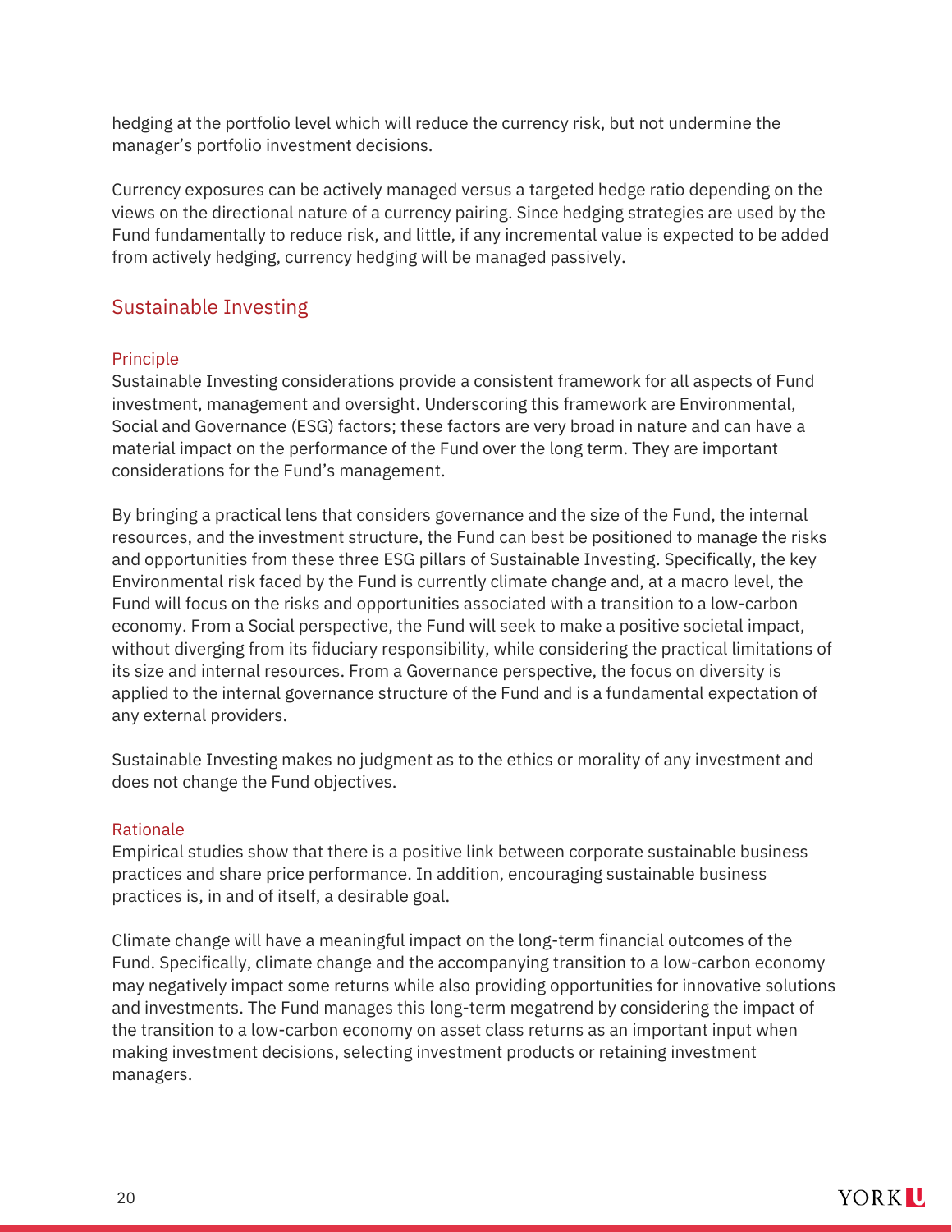hedging at the portfolio level which will reduce the currency risk, but not undermine the manager's portfolio investment decisions.

Currency exposures can be actively managed versus a targeted hedge ratio depending on the views on the directional nature of a currency pairing. Since hedging strategies are used by the Fund fundamentally to reduce risk, and little, if any incremental value is expected to be added from actively hedging, currency hedging will be managed passively.

## Sustainable Investing

### Principle

Sustainable Investing considerations provide a consistent framework for all aspects of Fund investment, management and oversight. Underscoring this framework are Environmental, Social and Governance (ESG) factors; these factors are very broad in nature and can have a material impact on the performance of the Fund over the long term. They are important considerations for the Fund's management.

By bringing a practical lens that considers governance and the size of the Fund, the internal resources, and the investment structure, the Fund can best be positioned to manage the risks and opportunities from these three ESG pillars of Sustainable Investing. Specifically, the key Environmental risk faced by the Fund is currently climate change and, at a macro level, the Fund will focus on the risks and opportunities associated with a transition to a low-carbon economy. From a Social perspective, the Fund will seek to make a positive societal impact, without diverging from its fiduciary responsibility, while considering the practical limitations of its size and internal resources. From a Governance perspective, the focus on diversity is applied to the internal governance structure of the Fund and is a fundamental expectation of any external providers.

Sustainable Investing makes no judgment as to the ethics or morality of any investment and does not change the Fund objectives.

### Rationale

Empirical studies show that there is a positive link between corporate sustainable business practices and share price performance. In addition, encouraging sustainable business practices is, in and of itself, a desirable goal.

Climate change will have a meaningful impact on the long-term financial outcomes of the Fund. Specifically, climate change and the accompanying transition to a low-carbon economy may negatively impact some returns while also providing opportunities for innovative solutions and investments. The Fund manages this long-term megatrend by considering the impact of the transition to a low-carbon economy on asset class returns as an important input when making investment decisions, selecting investment products or retaining investment managers.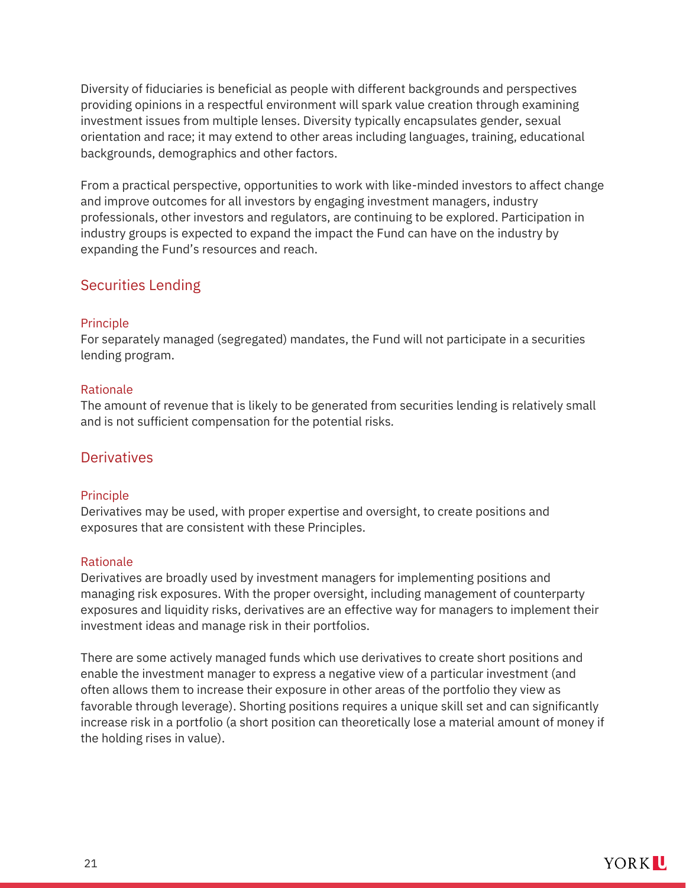Diversity of fiduciaries is beneficial as people with different backgrounds and perspectives providing opinions in a respectful environment will spark value creation through examining investment issues from multiple lenses. Diversity typically encapsulates gender, sexual orientation and race; it may extend to other areas including languages, training, educational backgrounds, demographics and other factors.

From a practical perspective, opportunities to work with like-minded investors to affect change and improve outcomes for all investors by engaging investment managers, industry professionals, other investors and regulators, are continuing to be explored. Participation in industry groups is expected to expand the impact the Fund can have on the industry by expanding the Fund's resources and reach.

## Securities Lending

### Principle

For separately managed (segregated) mandates, the Fund will not participate in a securities lending program.

### Rationale

The amount of revenue that is likely to be generated from securities lending is relatively small and is not sufficient compensation for the potential risks.

## Derivatives

### Principle

Derivatives may be used, with proper expertise and oversight, to create positions and exposures that are consistent with these Principles.

### Rationale

Derivatives are broadly used by investment managers for implementing positions and managing risk exposures. With the proper oversight, including management of counterparty exposures and liquidity risks, derivatives are an effective way for managers to implement their investment ideas and manage risk in their portfolios.

There are some actively managed funds which use derivatives to create short positions and enable the investment manager to express a negative view of a particular investment (and often allows them to increase their exposure in other areas of the portfolio they view as favorable through leverage). Shorting positions requires a unique skill set and can significantly increase risk in a portfolio (a short position can theoretically lose a material amount of money if the holding rises in value).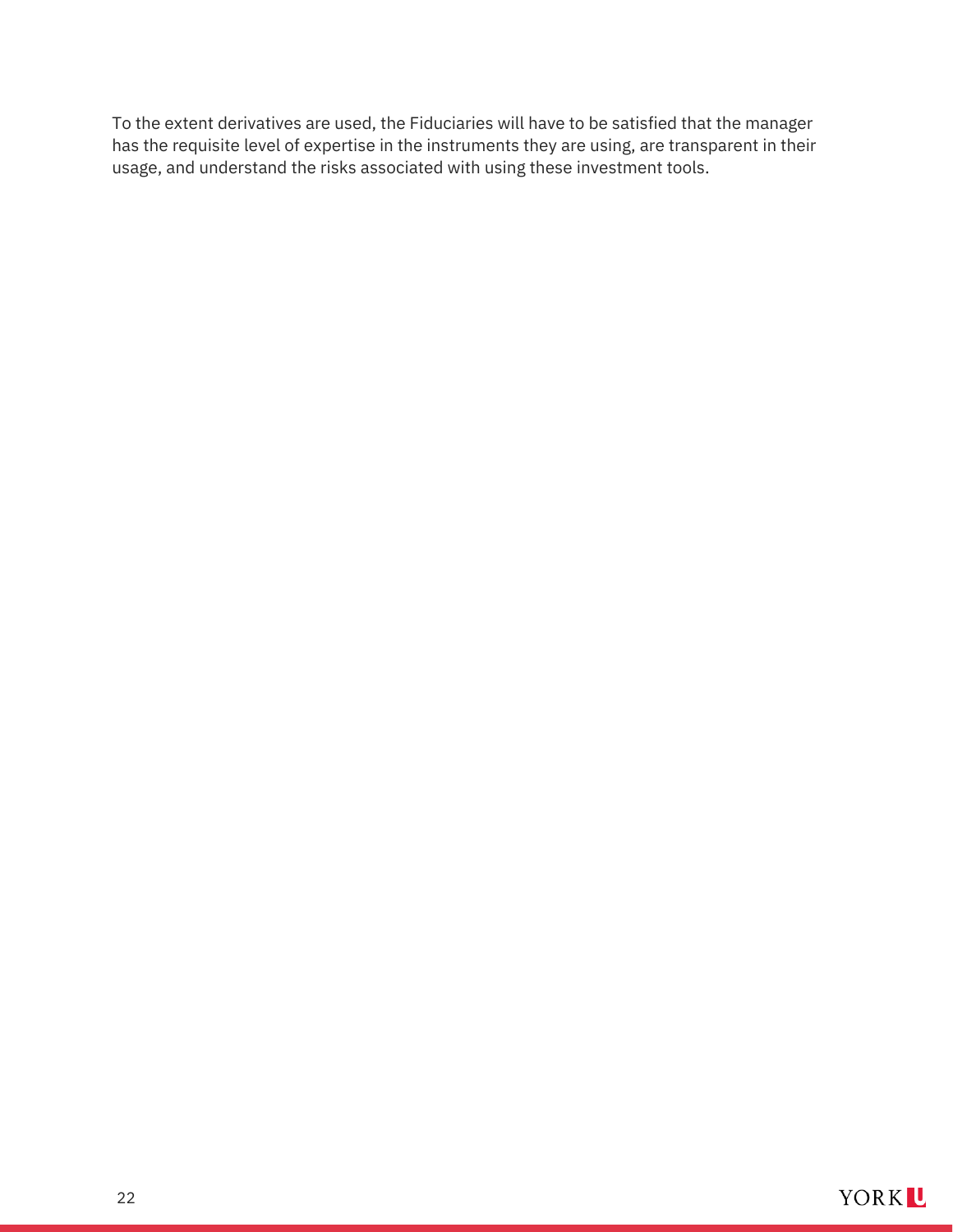To the extent derivatives are used, the Fiduciaries will have to be satisfied that the manager has the requisite level of expertise in the instruments they are using, are transparent in their usage, and understand the risks associated with using these investment tools.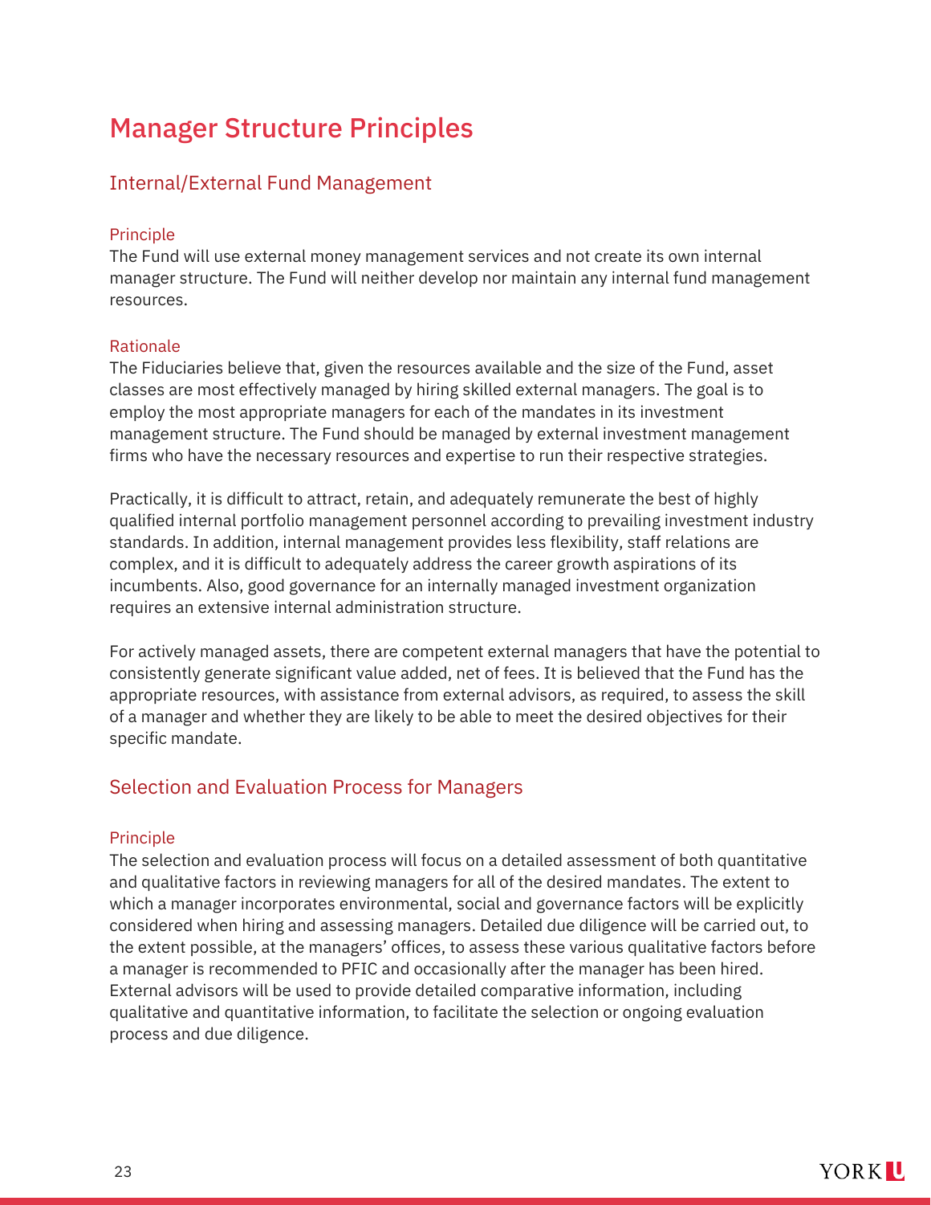# Manager Structure Principles

## Internal/External Fund Management

### Principle

The Fund will use external money management services and not create its own internal manager structure. The Fund will neither develop nor maintain any internal fund management resources.

### Rationale

The Fiduciaries believe that, given the resources available and the size of the Fund, asset classes are most effectively managed by hiring skilled external managers. The goal is to employ the most appropriate managers for each of the mandates in its investment management structure. The Fund should be managed by external investment management firms who have the necessary resources and expertise to run their respective strategies.

Practically, it is difficult to attract, retain, and adequately remunerate the best of highly qualified internal portfolio management personnel according to prevailing investment industry standards. In addition, internal management provides less flexibility, staff relations are complex, and it is difficult to adequately address the career growth aspirations of its incumbents. Also, good governance for an internally managed investment organization requires an extensive internal administration structure.

For actively managed assets, there are competent external managers that have the potential to consistently generate significant value added, net of fees. It is believed that the Fund has the appropriate resources, with assistance from external advisors, as required, to assess the skill of a manager and whether they are likely to be able to meet the desired objectives for their specific mandate.

## Selection and Evaluation Process for Managers

### Principle

The selection and evaluation process will focus on a detailed assessment of both quantitative and qualitative factors in reviewing managers for all of the desired mandates. The extent to which a manager incorporates environmental, social and governance factors will be explicitly considered when hiring and assessing managers. Detailed due diligence will be carried out, to the extent possible, at the managers' offices, to assess these various qualitative factors before a manager is recommended to PFIC and occasionally after the manager has been hired. External advisors will be used to provide detailed comparative information, including qualitative and quantitative information, to facilitate the selection or ongoing evaluation process and due diligence.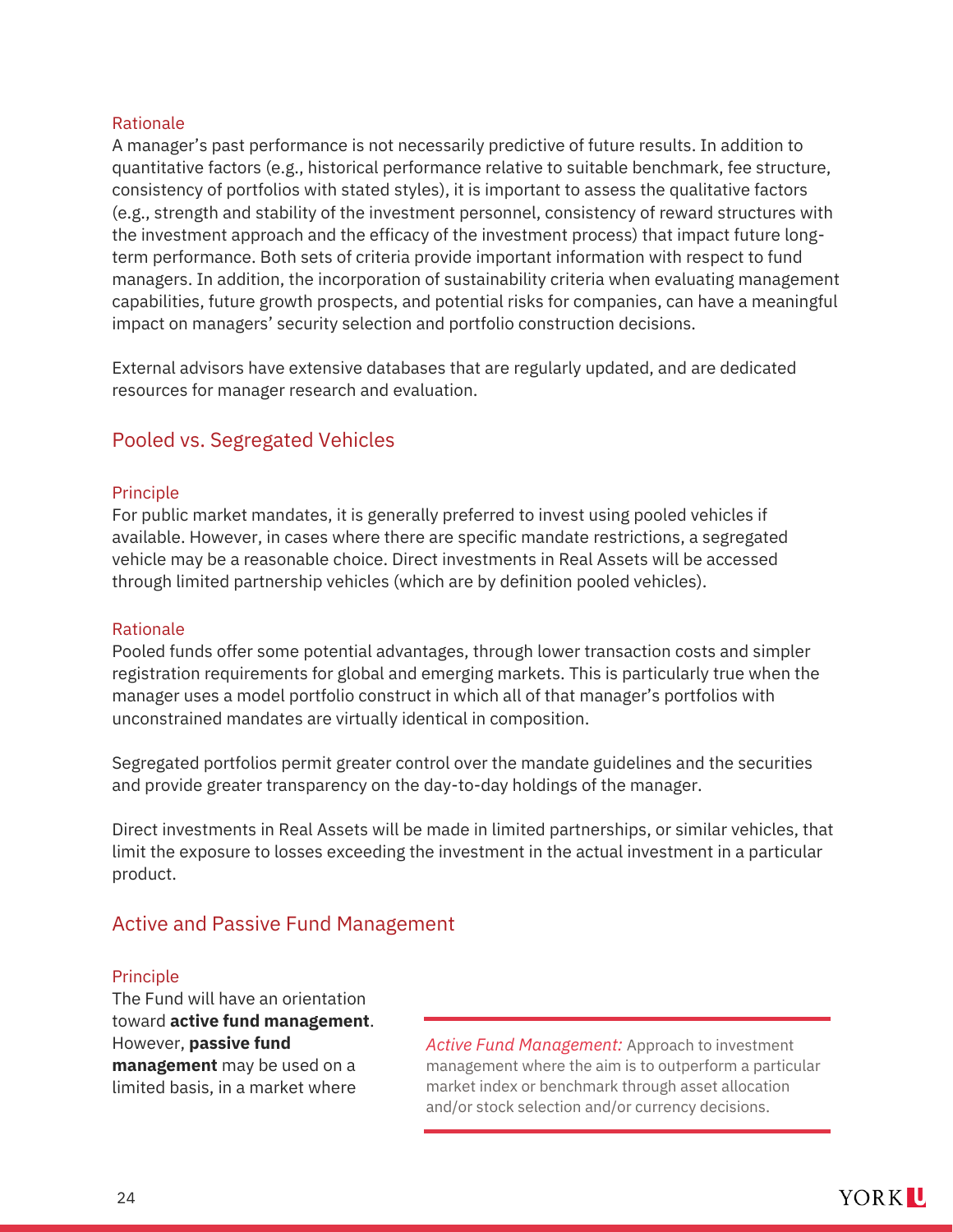#### Rationale

A manager's past performance is not necessarily predictive of future results. In addition to quantitative factors (e.g., historical performance relative to suitable benchmark, fee structure, consistency of portfolios with stated styles), it is important to assess the qualitative factors (e.g., strength and stability of the investment personnel, consistency of reward structures with the investment approach and the efficacy of the investment process) that impact future long-term performance. Both sets of criteria provide important information with respect to fund managers. In addition, the incorporation of sustainability criteria when evaluating management capabilities, future growth prospects, and potential risks for companies, can have a meaningful impact on managers' security selection and portfolio construction decisions.

External advisors have extensive databases that are regularly updated, and are dedicated resources for manager research and evaluation.

### Pooled vs. Segregated Vehicles

#### Principle

For public market mandates, it is generally preferred to invest using pooled vehicles if available. However, in cases where there are specific mandate restrictions, a segregated vehicle may be a reasonable choice. Direct investments in Real Assets will be accessed through limited partnership vehicles (which are by definition pooled vehicles).

#### Rationale

Pooled funds offer some potential advantages, through lower transaction costs and simpler registration requirements for global and emerging markets. This is particularly true when the manager uses a model portfolio construct in which all of that manager's portfolios with unconstrained mandates are virtually identical in composition.

Segregated portfolios permit greater control over the mandate guidelines and the securities and provide greater transparency on the day-to-day holdings of the manager.

Direct investments in Real Assets will be made in limited partnerships, or similar vehicles, that limit the exposure to losses exceeding the investment in the actual investment in a particular product.

### Active and Passive Fund Management

#### Principle

The Fund will have an orientation toward **active fund management**. However, **passive fund management** may be used on a limited basis, in a market where

> *Active Fund Management:* Approach to investment management where the aim is to outperform a particular market index or benchmark through asset allocation and/or stock selection and/or currency decisions.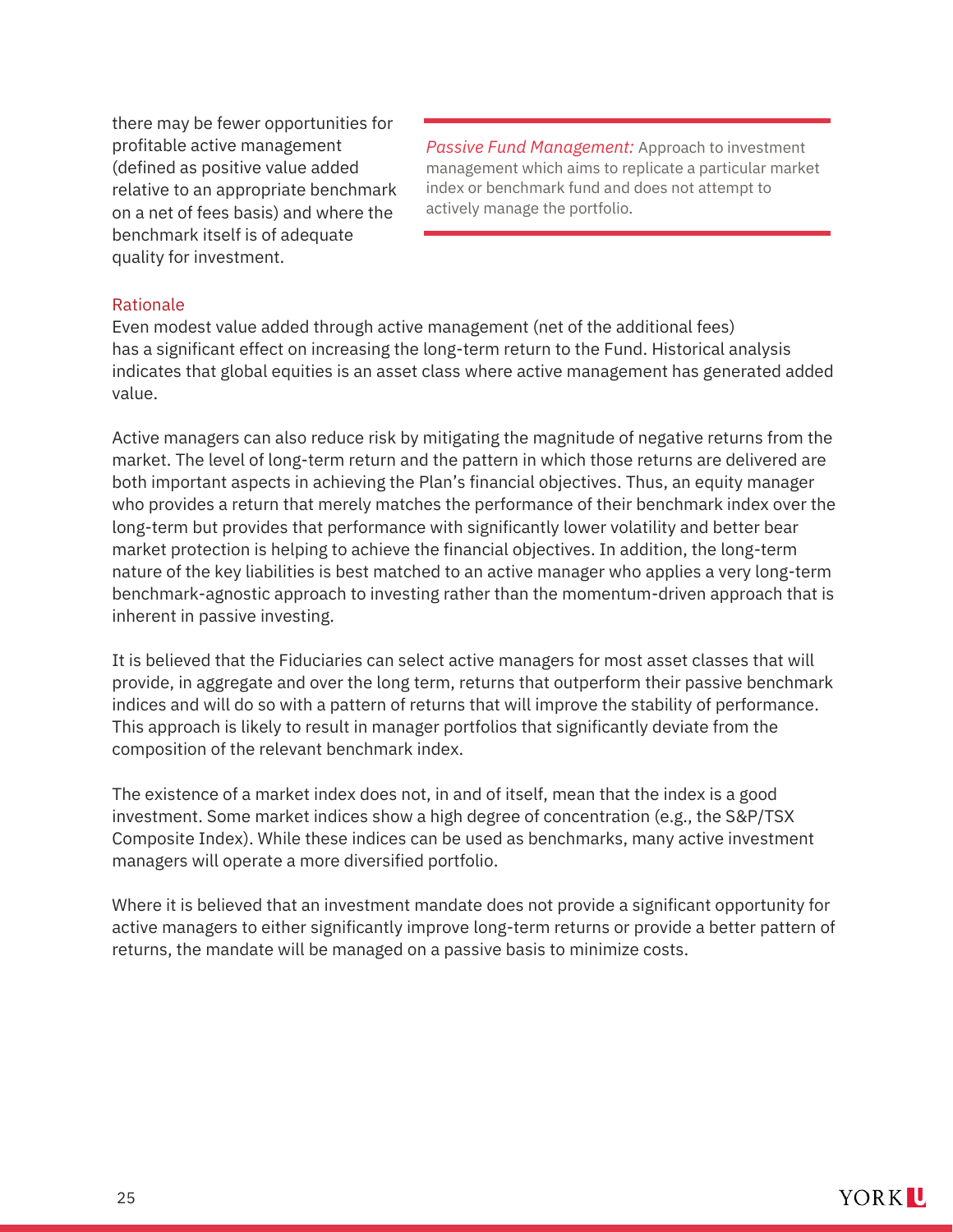there may be fewer opportunities for profitable active management (defined as positive value added relative to an appropriate benchmark on a net of fees basis) and where the benchmark itself is of adequate quality for investment.

> *Passive Fund Management:* Approach to investment management which aims to replicate a particular market index or benchmark fund and does not attempt to actively manage the portfolio.

### Rationale

Even modest value added through active management (net of the additional fees) has a significant effect on increasing the long-term return to the Fund. Historical analysis indicates that global equities is an asset class where active management has generated added value.

Active managers can also reduce risk by mitigating the magnitude of negative returns from the market. The level of long-term return and the pattern in which those returns are delivered are both important aspects in achieving the Plan's financial objectives. Thus, an equity manager who provides a return that merely matches the performance of their benchmark index over the long-term but provides that performance with significantly lower volatility and better bear market protection is helping to achieve the financial objectives. In addition, the long-term nature of the key liabilities is best matched to an active manager who applies a very long-term benchmark-agnostic approach to investing rather than the momentum-driven approach that is inherent in passive investing.

It is believed that the Fiduciaries can select active managers for most asset classes that will provide, in aggregate and over the long term, returns that outperform their passive benchmark indices and will do so with a pattern of returns that will improve the stability of performance. This approach is likely to result in manager portfolios that significantly deviate from the composition of the relevant benchmark index.

The existence of a market index does not, in and of itself, mean that the index is a good investment. Some market indices show a high degree of concentration (e.g., the S&P/TSX Composite Index). While these indices can be used as benchmarks, many active investment managers will operate a more diversified portfolio.

Where it is believed that an investment mandate does not provide a significant opportunity for active managers to either significantly improve long-term returns or provide a better pattern of returns, the mandate will be managed on a passive basis to minimize costs.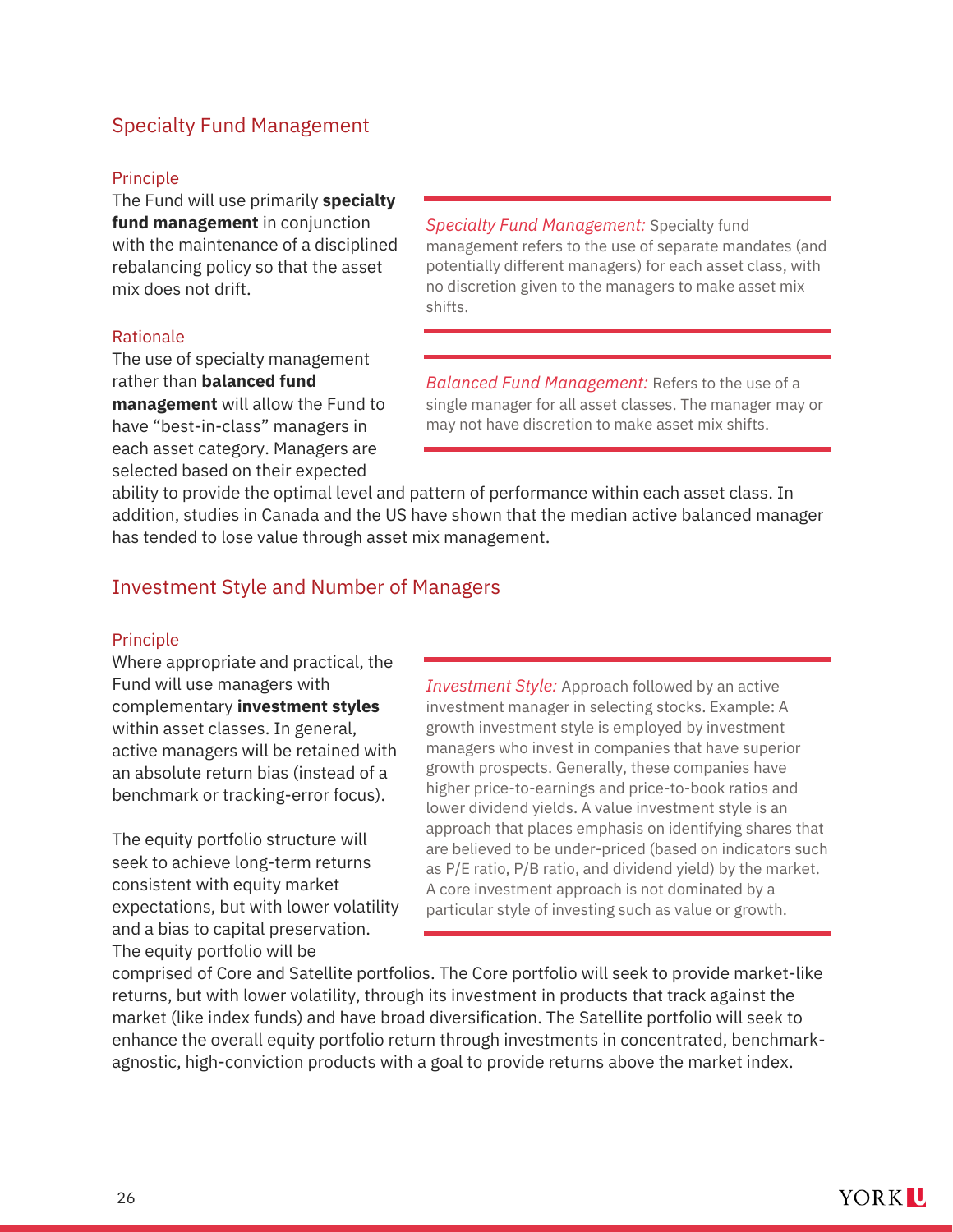## Specialty Fund Management

### Principle

The Fund will use primarily **specialty fund management** in conjunction with the maintenance of a disciplined rebalancing policy so that the asset mix does not drift.

> *Specialty Fund Management:* Specialty fund management refers to the use of separate mandates (and potentially different managers) for each asset class, with no discretion given to the managers to make asset mix shifts.

> *Balanced Fund Management:* Refers to the use of a single manager for all asset classes. The manager may or may not have discretion to make asset mix shifts.

### Rationale

The use of specialty management rather than **balanced fund management** will allow the Fund to have "best-in-class" managers in each asset category. Managers are selected based on their expected ability to provide the optimal level and pattern of performance within each asset class. In addition, studies in Canada and the US have shown that the median active balanced manager has tended to lose value through asset mix management.

## Investment Style and Number of Managers

### Principle

Where appropriate and practical, the Fund will use managers with complementary **investment styles** within asset classes. In general, active managers will be retained with an absolute return bias (instead of a benchmark or tracking-error focus).

> *Investment Style:* Approach followed by an active investment manager in selecting stocks. Example: A growth investment style is employed by investment managers who invest in companies that have superior growth prospects. Generally, these companies have higher price-to-earnings and price-to-book ratios and lower dividend yields. A value investment style is an approach that places emphasis on identifying shares that are believed to be under-priced (based on indicators such as P/E ratio, P/B ratio, and dividend yield) by the market. A core investment approach is not dominated by a particular style of investing such as value or growth.

The equity portfolio structure will seek to achieve long-term returns consistent with equity market expectations, but with lower volatility and a bias to capital preservation. The equity portfolio will be comprised of Core and Satellite portfolios. The Core portfolio will seek to provide market-like returns, but with lower volatility, through its investment in products that track against the market (like index funds) and have broad diversification. The Satellite portfolio will seek to enhance the overall equity portfolio return through investments in concentrated, benchmark-agnostic, high-conviction products with a goal to provide returns above the market index.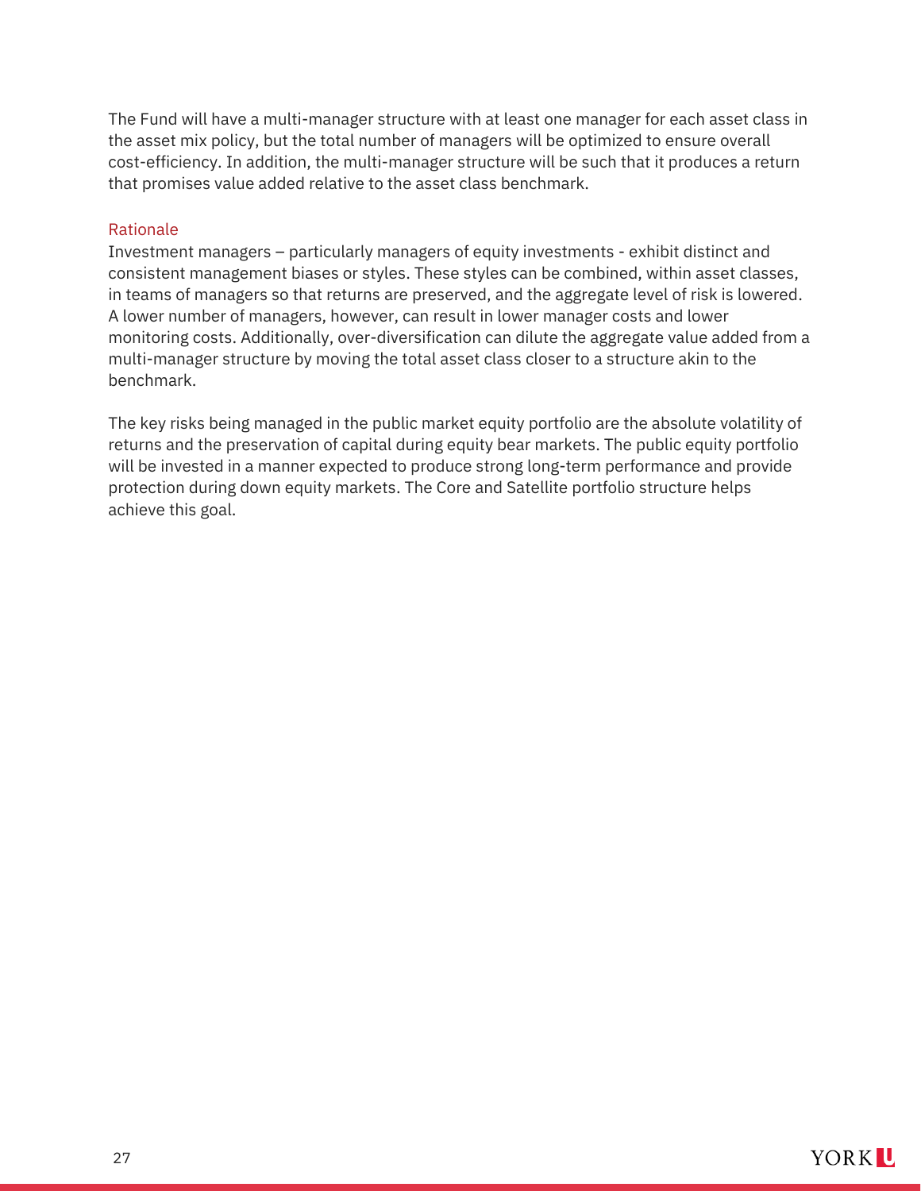The Fund will have a multi-manager structure with at least one manager for each asset class in the asset mix policy, but the total number of managers will be optimized to ensure overall cost-efficiency. In addition, the multi-manager structure will be such that it produces a return that promises value added relative to the asset class benchmark.

### Rationale

Investment managers – particularly managers of equity investments - exhibit distinct and consistent management biases or styles. These styles can be combined, within asset classes, in teams of managers so that returns are preserved, and the aggregate level of risk is lowered. A lower number of managers, however, can result in lower manager costs and lower monitoring costs. Additionally, over-diversification can dilute the aggregate value added from a multi-manager structure by moving the total asset class closer to a structure akin to the benchmark.

The key risks being managed in the public market equity portfolio are the absolute volatility of returns and the preservation of capital during equity bear markets. The public equity portfolio will be invested in a manner expected to produce strong long-term performance and provide protection during down equity markets. The Core and Satellite portfolio structure helps achieve this goal.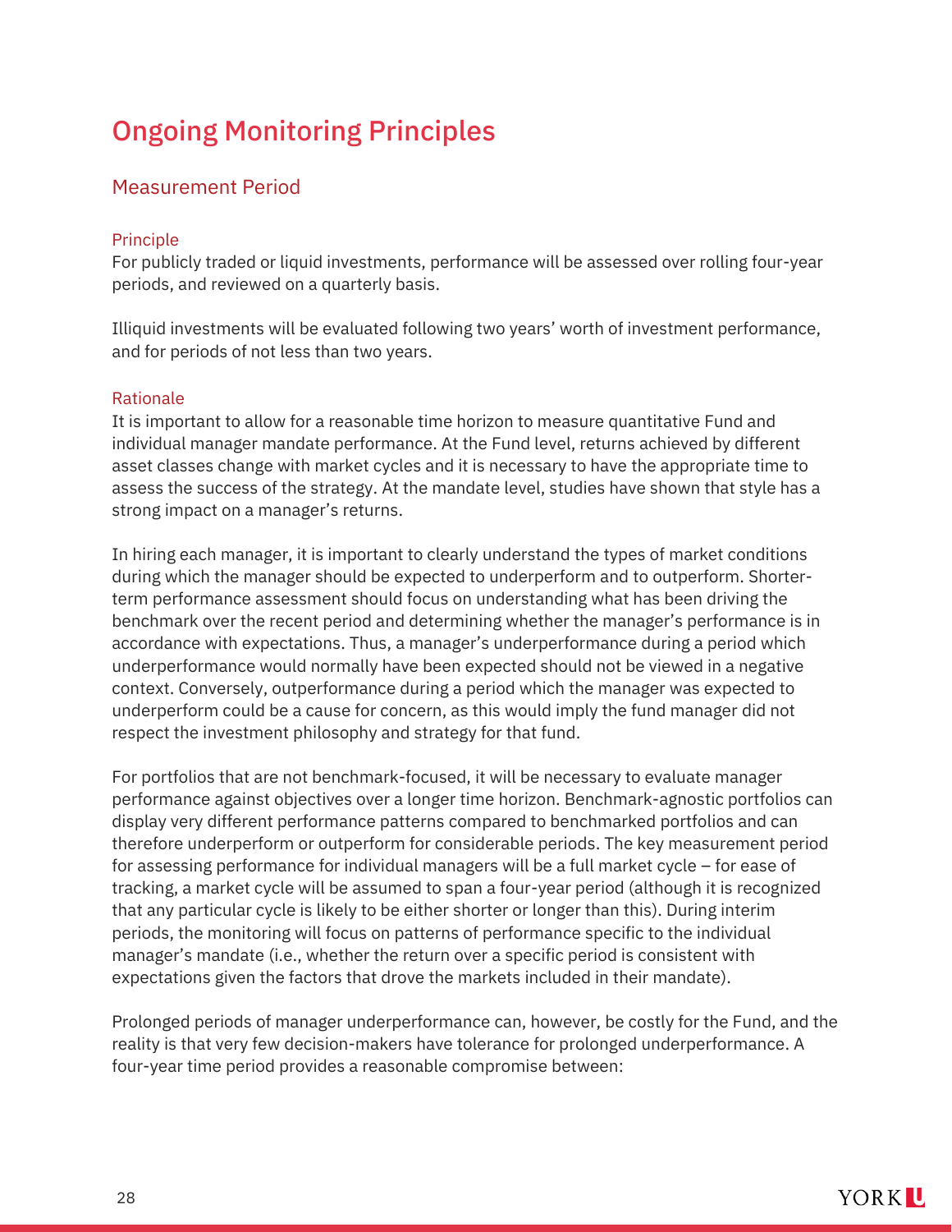# Ongoing Monitoring Principles

## Measurement Period

### Principle

For publicly traded or liquid investments, performance will be assessed over rolling four-year periods, and reviewed on a quarterly basis.

Illiquid investments will be evaluated following two years' worth of investment performance, and for periods of not less than two years.

### Rationale

It is important to allow for a reasonable time horizon to measure quantitative Fund and individual manager mandate performance. At the Fund level, returns achieved by different asset classes change with market cycles and it is necessary to have the appropriate time to assess the success of the strategy. At the mandate level, studies have shown that style has a strong impact on a manager's returns.

In hiring each manager, it is important to clearly understand the types of market conditions during which the manager should be expected to underperform and to outperform. Shorter-term performance assessment should focus on understanding what has been driving the benchmark over the recent period and determining whether the manager's performance is in accordance with expectations. Thus, a manager's underperformance during a period which underperformance would normally have been expected should not be viewed in a negative context. Conversely, outperformance during a period which the manager was expected to underperform could be a cause for concern, as this would imply the fund manager did not respect the investment philosophy and strategy for that fund.

For portfolios that are not benchmark-focused, it will be necessary to evaluate manager performance against objectives over a longer time horizon. Benchmark-agnostic portfolios can display very different performance patterns compared to benchmarked portfolios and can therefore underperform or outperform for considerable periods. The key measurement period for assessing performance for individual managers will be a full market cycle – for ease of tracking, a market cycle will be assumed to span a four-year period (although it is recognized that any particular cycle is likely to be either shorter or longer than this). During interim periods, the monitoring will focus on patterns of performance specific to the individual manager's mandate (i.e., whether the return over a specific period is consistent with expectations given the factors that drove the markets included in their mandate).

Prolonged periods of manager underperformance can, however, be costly for the Fund, and the reality is that very few decision-makers have tolerance for prolonged underperformance. A four-year time period provides a reasonable compromise between: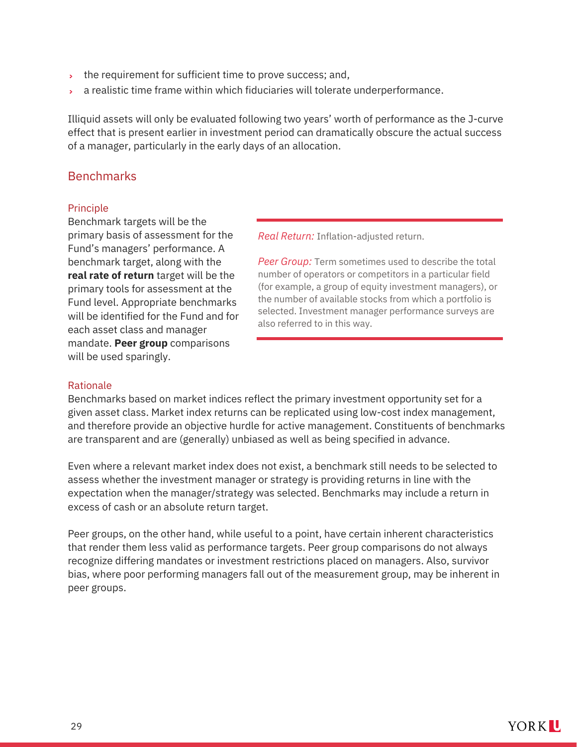- the requirement for sufficient time to prove success; and,
- a realistic time frame within which fiduciaries will tolerate underperformance.

Illiquid assets will only be evaluated following two years' worth of performance as the J-curve effect that is present earlier in investment period can dramatically obscure the actual success of a manager, particularly in the early days of an allocation.

## Benchmarks

### Principle

Benchmark targets will be the primary basis of assessment for the Fund's managers' performance. A benchmark target, along with the **real rate of return** target will be the primary tools for assessment at the Fund level. Appropriate benchmarks will be identified for the Fund and for each asset class and manager mandate. **Peer group** comparisons will be used sparingly.

*Real Return:* Inflation-adjusted return.

*Peer Group:* Term sometimes used to describe the total number of operators or competitors in a particular field (for example, a group of equity investment managers), or the number of available stocks from which a portfolio is selected. Investment manager performance surveys are also referred to in this way.

### Rationale

Benchmarks based on market indices reflect the primary investment opportunity set for a given asset class. Market index returns can be replicated using low-cost index management, and therefore provide an objective hurdle for active management. Constituents of benchmarks are transparent and are (generally) unbiased as well as being specified in advance.

Even where a relevant market index does not exist, a benchmark still needs to be selected to assess whether the investment manager or strategy is providing returns in line with the expectation when the manager/strategy was selected. Benchmarks may include a return in excess of cash or an absolute return target.

Peer groups, on the other hand, while useful to a point, have certain inherent characteristics that render them less valid as performance targets. Peer group comparisons do not always recognize differing mandates or investment restrictions placed on managers. Also, survivor bias, where poor performing managers fall out of the measurement group, may be inherent in peer groups.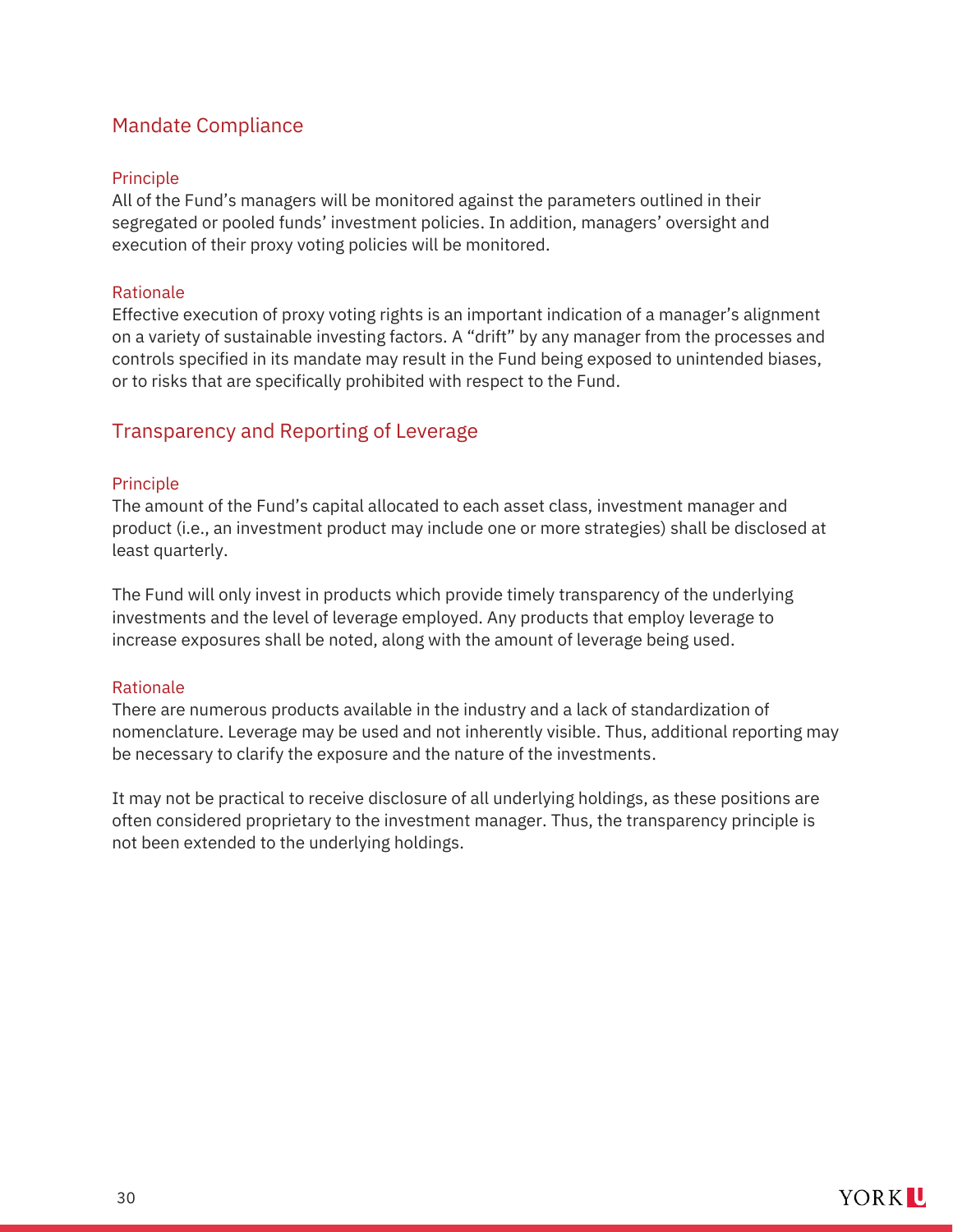## Mandate Compliance

### Principle

All of the Fund's managers will be monitored against the parameters outlined in their segregated or pooled funds' investment policies. In addition, managers' oversight and execution of their proxy voting policies will be monitored.

### Rationale

Effective execution of proxy voting rights is an important indication of a manager's alignment on a variety of sustainable investing factors. A "drift" by any manager from the processes and controls specified in its mandate may result in the Fund being exposed to unintended biases, or to risks that are specifically prohibited with respect to the Fund.

## Transparency and Reporting of Leverage

### Principle

The amount of the Fund's capital allocated to each asset class, investment manager and product (i.e., an investment product may include one or more strategies) shall be disclosed at least quarterly.

The Fund will only invest in products which provide timely transparency of the underlying investments and the level of leverage employed. Any products that employ leverage to increase exposures shall be noted, along with the amount of leverage being used.

### Rationale

There are numerous products available in the industry and a lack of standardization of nomenclature. Leverage may be used and not inherently visible. Thus, additional reporting may be necessary to clarify the exposure and the nature of the investments.

It may not be practical to receive disclosure of all underlying holdings, as these positions are often considered proprietary to the investment manager. Thus, the transparency principle is not been extended to the underlying holdings.